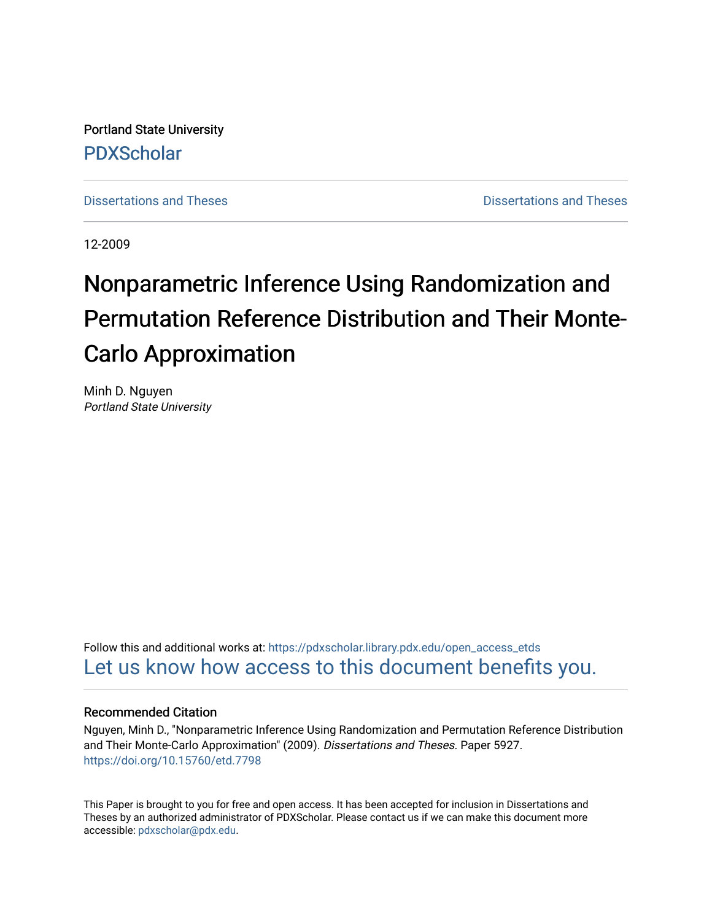Portland State University

PDXScholar

Dissertations and Theses

Dissertations and Theses

12-2009

# Nonparametric Inference Using Randomization and Permutation Reference Distribution and Their Monte-Carlo Approximation

Minh D. Nguyen
*Portland State University*

Follow this and additional works at: https://pdxscholar.library.pdx.edu/open_access_etds

Let us know how access to this document benefits you.

### Recommended Citation

Nguyen, Minh D., "Nonparametric Inference Using Randomization and Permutation Reference Distribution and Their Monte-Carlo Approximation" (2009). *Dissertations and Theses.* Paper 5927.
https://doi.org/10.15760/etd.7798

This Paper is brought to you for free and open access. It has been accepted for inclusion in Dissertations and Theses by an authorized administrator of PDXScholar. Please contact us if we can make this document more accessible: pdxscholar@pdx.edu.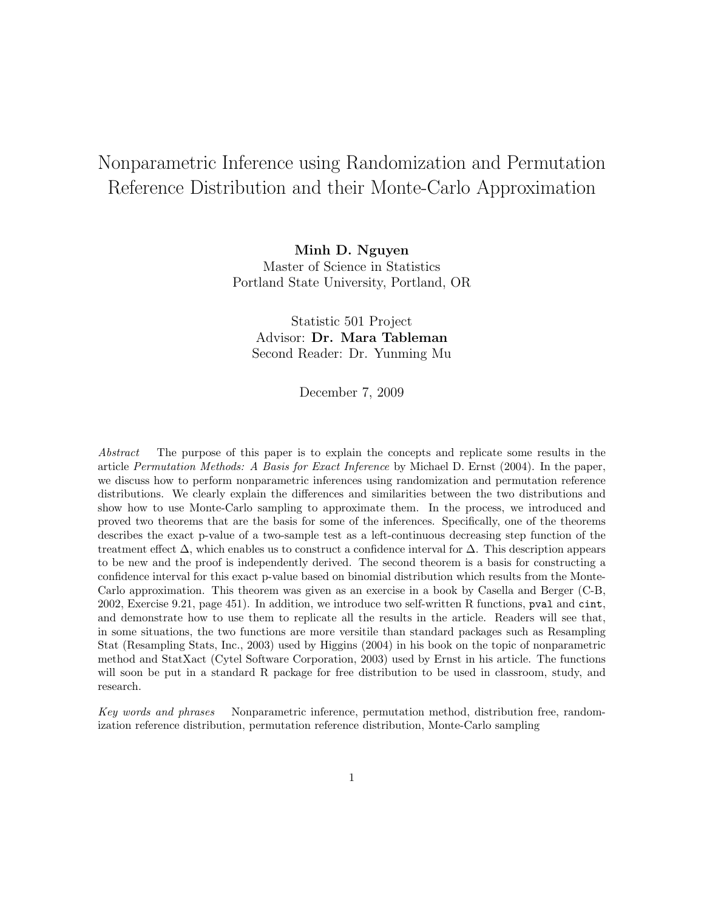# Nonparametric Inference using Randomization and Permutation Reference Distribution and their Monte-Carlo Approximation

**Minh D. Nguyen**
Master of Science in Statistics
Portland State University, Portland, OR

Statistic 501 Project
Advisor: **Dr. Mara Tableman**
Second Reader: Dr. Yunming Mu

December 7, 2009

*Abstract* The purpose of this paper is to explain the concepts and replicate some results in the article *Permutation Methods: A Basis for Exact Inference* by Michael D. Ernst (2004). In the paper, we discuss how to perform nonparametric inferences using randomization and permutation reference distributions. We clearly explain the differences and similarities between the two distributions and show how to use Monte-Carlo sampling to approximate them. In the process, we introduced and proved two theorems that are the basis for some of the inferences. Specifically, one of the theorems describes the exact p-value of a two-sample test as a left-continuous decreasing step function of the treatment effect $\Delta$, which enables us to construct a confidence interval for $\Delta$. This description appears to be new and the proof is independently derived. The second theorem is a basis for constructing a confidence interval for this exact p-value based on binomial distribution which results from the Monte-Carlo approximation. This theorem was given as an exercise in a book by Casella and Berger (C-B, 2002, Exercise 9.21, page 451). In addition, we introduce two self-written R functions, `pval` and `cint`, and demonstrate how to use them to replicate all the results in the article. Readers will see that, in some situations, the two functions are more versitile than standard packages such as Resampling Stat (Resampling Stats, Inc., 2003) used by Higgins (2004) in his book on the topic of nonparametric method and StatXact (Cytel Software Corporation, 2003) used by Ernst in his article. The functions will soon be put in a standard R package for free distribution to be used in classroom, study, and research.

*Key words and phrases* Nonparametric inference, permutation method, distribution free, randomization reference distribution, permutation reference distribution, Monte-Carlo sampling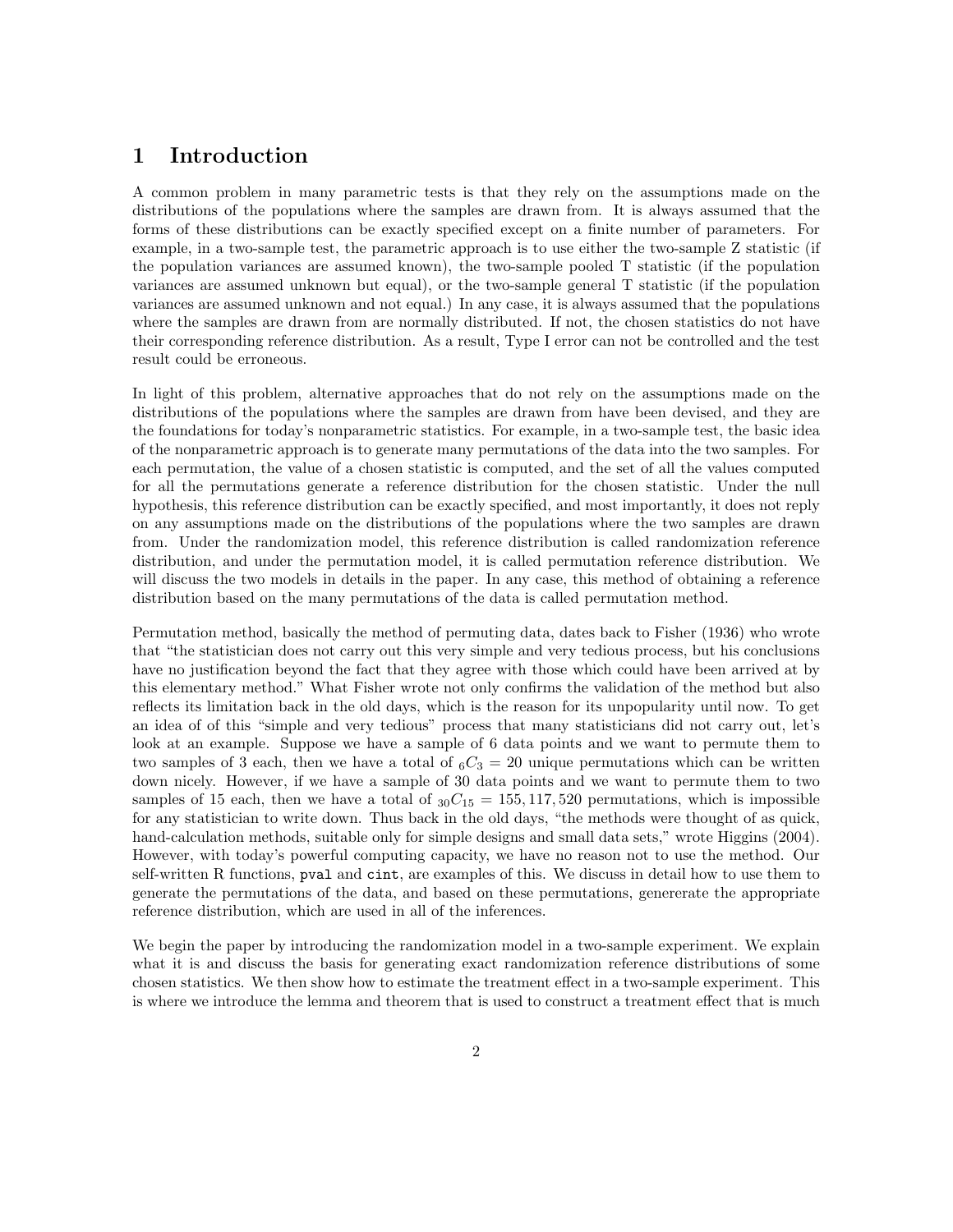# 1 Introduction

A common problem in many parametric tests is that they rely on the assumptions made on the distributions of the populations where the samples are drawn from. It is always assumed that the forms of these distributions can be exactly specified except on a finite number of parameters. For example, in a two-sample test, the parametric approach is to use either the two-sample Z statistic (if the population variances are assumed known), the two-sample pooled T statistic (if the population variances are assumed unknown but equal), or the two-sample general T statistic (if the population variances are assumed unknown and not equal.) In any case, it is always assumed that the populations where the samples are drawn from are normally distributed. If not, the chosen statistics do not have their corresponding reference distribution. As a result, Type I error can not be controlled and the test result could be erroneous.

In light of this problem, alternative approaches that do not rely on the assumptions made on the distributions of the populations where the samples are drawn from have been devised, and they are the foundations for today's nonparametric statistics. For example, in a two-sample test, the basic idea of the nonparametric approach is to generate many permutations of the data into the two samples. For each permutation, the value of a chosen statistic is computed, and the set of all the values computed for all the permutations generate a reference distribution for the chosen statistic. Under the null hypothesis, this reference distribution can be exactly specified, and most importantly, it does not reply on any assumptions made on the distributions of the populations where the two samples are drawn from. Under the randomization model, this reference distribution is called randomization reference distribution, and under the permutation model, it is called permutation reference distribution. We will discuss the two models in details in the paper. In any case, this method of obtaining a reference distribution based on the many permutations of the data is called permutation method.

Permutation method, basically the method of permuting data, dates back to Fisher (1936) who wrote that "the statistician does not carry out this very simple and very tedious process, but his conclusions have no justification beyond the fact that they agree with those which could have been arrived at by this elementary method." What Fisher wrote not only confirms the validation of the method but also reflects its limitation back in the old days, which is the reason for its unpopularity until now. To get an idea of of this "simple and very tedious" process that many statisticians did not carry out, let's look at an example. Suppose we have a sample of 6 data points and we want to permute them to two samples of 3 each, then we have a total of ${}_6C_3 = 20$ unique permutations which can be written down nicely. However, if we have a sample of 30 data points and we want to permute them to two samples of 15 each, then we have a total of ${}_{30}C_{15} = 155,117,520$ permutations, which is impossible for any statistician to write down. Thus back in the old days, "the methods were thought of as quick, hand-calculation methods, suitable only for simple designs and small data sets," wrote Higgins (2004). However, with today's powerful computing capacity, we have no reason not to use the method. Our self-written R functions, `pval` and `cint`, are examples of this. We discuss in detail how to use them to generate the permutations of the data, and based on these permutations, genererate the appropriate reference distribution, which are used in all of the inferences.

We begin the paper by introducing the randomization model in a two-sample experiment. We explain what it is and discuss the basis for generating exact randomization reference distributions of some chosen statistics. We then show how to estimate the treatment effect in a two-sample experiment. This is where we introduce the lemma and theorem that is used to construct a treatment effect that is much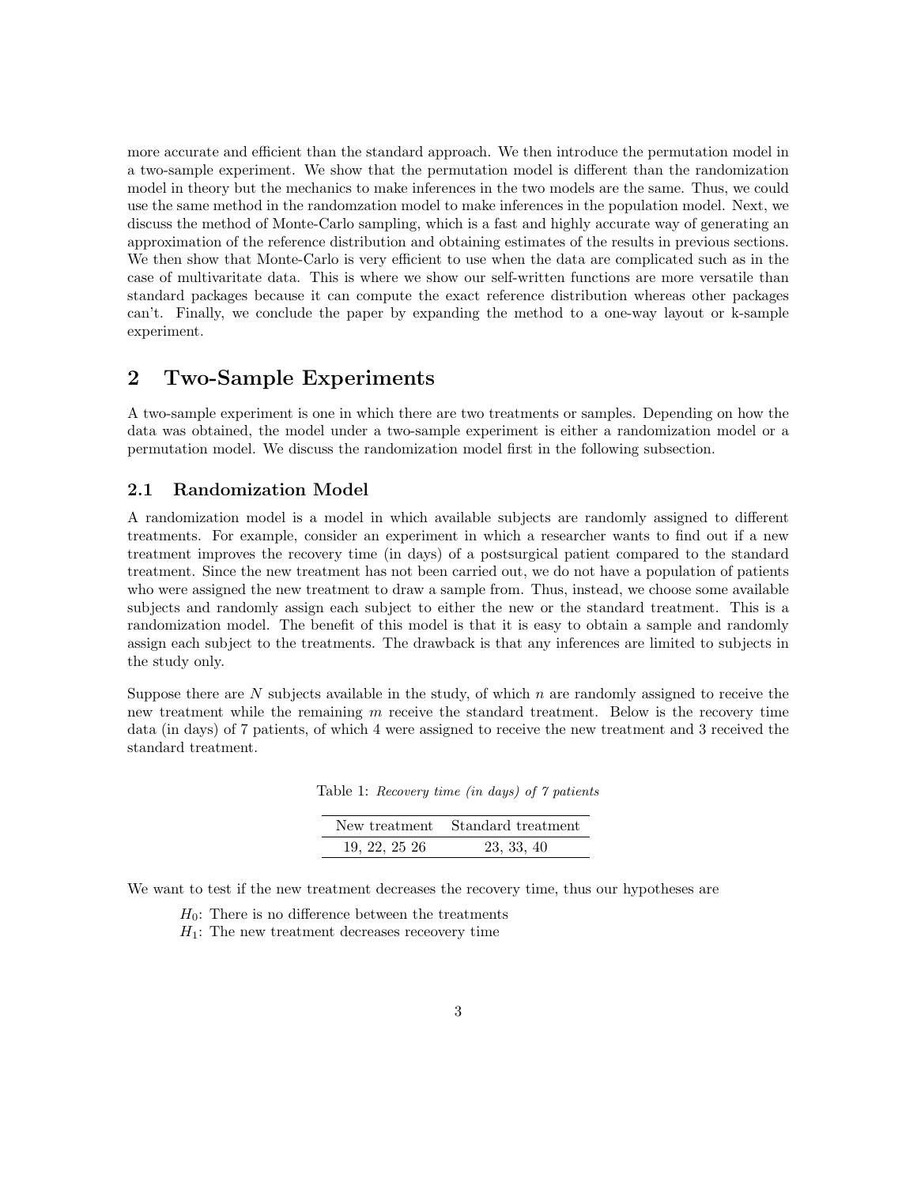more accurate and efficient than the standard approach. We then introduce the permutation model in a two-sample experiment. We show that the permutation model is different than the randomization model in theory but the mechanics to make inferences in the two models are the same. Thus, we could use the same method in the randomzation model to make inferences in the population model. Next, we discuss the method of Monte-Carlo sampling, which is a fast and highly accurate way of generating an approximation of the reference distribution and obtaining estimates of the results in previous sections. We then show that Monte-Carlo is very efficient to use when the data are complicated such as in the case of multivaritate data. This is where we show our self-written functions are more versatile than standard packages because it can compute the exact reference distribution whereas other packages can't. Finally, we conclude the paper by expanding the method to a one-way layout or k-sample experiment.

## 2 Two-Sample Experiments

A two-sample experiment is one in which there are two treatments or samples. Depending on how the data was obtained, the model under a two-sample experiment is either a randomization model or a permutation model. We discuss the randomization model first in the following subsection.

### 2.1 Randomization Model

A randomization model is a model in which available subjects are randomly assigned to different treatments. For example, consider an experiment in which a researcher wants to find out if a new treatment improves the recovery time (in days) of a postsurgical patient compared to the standard treatment. Since the new treatment has not been carried out, we do not have a population of patients who were assigned the new treatment to draw a sample from. Thus, instead, we choose some available subjects and randomly assign each subject to either the new or the standard treatment. This is a randomization model. The benefit of this model is that it is easy to obtain a sample and randomly assign each subject to the treatments. The drawback is that any inferences are limited to subjects in the study only.

Suppose there are $N$ subjects available in the study, of which $n$ are randomly assigned to receive the new treatment while the remaining $m$ receive the standard treatment. Below is the recovery time data (in days) of 7 patients, of which 4 were assigned to receive the new treatment and 3 received the standard treatment.

Table 1: *Recovery time (in days) of 7 patients*

| New treatment | Standard treatment |
|---|---|
| 19, 22, 25 26 | 23, 33, 40 |

We want to test if the new treatment decreases the recovery time, thus our hypotheses are

$H_0$: There is no difference between the treatments
$H_1$: The new treatment decreases receovery time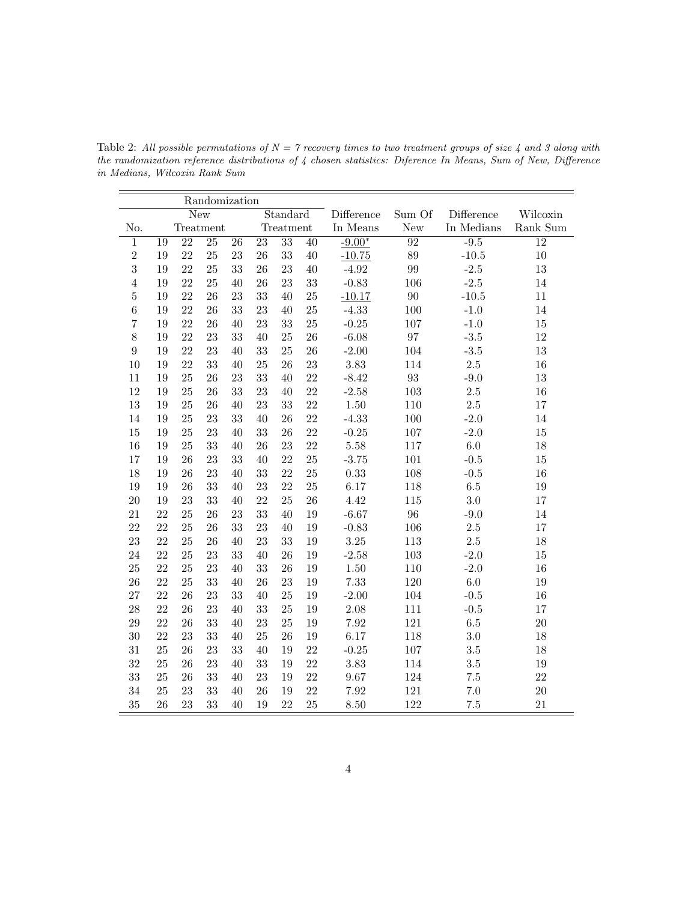Table 2: *All possible permutations of $N = 7$ recovery times to two treatment groups of size 4 and 3 along with the randomization reference distributions of 4 chosen statistics: Diference In Means, Sum of New, Difference in Medians, Wilcoxin Rank Sum*

| | Randomization | | | | | | | | | | |
|---|---|---|---|---|---|---|---|---|---|---|---|
| No. | New Treatment | | | | Standard Treatment | | | Difference In Means | Sum Of New | Difference In Medians | Wilcoxin Rank Sum |
| 1 | 19 | 22 | 25 | 26 | 23 | 33 | 40 | -9.00* | 92 | -9.5 | 12 |
| 2 | 19 | 22 | 25 | 23 | 26 | 33 | 40 | -10.75 | 89 | -10.5 | 10 |
| 3 | 19 | 22 | 25 | 33 | 26 | 23 | 40 | -4.92 | 99 | -2.5 | 13 |
| 4 | 19 | 22 | 25 | 40 | 26 | 23 | 33 | -0.83 | 106 | -2.5 | 14 |
| 5 | 19 | 22 | 26 | 23 | 33 | 40 | 25 | -10.17 | 90 | -10.5 | 11 |
| 6 | 19 | 22 | 26 | 33 | 23 | 40 | 25 | -4.33 | 100 | -1.0 | 14 |
| 7 | 19 | 22 | 26 | 40 | 23 | 33 | 25 | -0.25 | 107 | -1.0 | 15 |
| 8 | 19 | 22 | 23 | 33 | 40 | 25 | 26 | -6.08 | 97 | -3.5 | 12 |
| 9 | 19 | 22 | 23 | 40 | 33 | 25 | 26 | -2.00 | 104 | -3.5 | 13 |
| 10 | 19 | 22 | 33 | 40 | 25 | 26 | 23 | 3.83 | 114 | 2.5 | 16 |
| 11 | 19 | 25 | 26 | 23 | 33 | 40 | 22 | -8.42 | 93 | -9.0 | 13 |
| 12 | 19 | 25 | 26 | 33 | 23 | 40 | 22 | -2.58 | 103 | 2.5 | 16 |
| 13 | 19 | 25 | 26 | 40 | 23 | 33 | 22 | 1.50 | 110 | 2.5 | 17 |
| 14 | 19 | 25 | 23 | 33 | 40 | 26 | 22 | -4.33 | 100 | -2.0 | 14 |
| 15 | 19 | 25 | 23 | 40 | 33 | 26 | 22 | -0.25 | 107 | -2.0 | 15 |
| 16 | 19 | 25 | 33 | 40 | 26 | 23 | 22 | 5.58 | 117 | 6.0 | 18 |
| 17 | 19 | 26 | 23 | 33 | 40 | 22 | 25 | -3.75 | 101 | -0.5 | 15 |
| 18 | 19 | 26 | 23 | 40 | 33 | 22 | 25 | 0.33 | 108 | -0.5 | 16 |
| 19 | 19 | 26 | 33 | 40 | 23 | 22 | 25 | 6.17 | 118 | 6.5 | 19 |
| 20 | 19 | 23 | 33 | 40 | 22 | 25 | 26 | 4.42 | 115 | 3.0 | 17 |
| 21 | 22 | 25 | 26 | 23 | 33 | 40 | 19 | -6.67 | 96 | -9.0 | 14 |
| 22 | 22 | 25 | 26 | 33 | 23 | 40 | 19 | -0.83 | 106 | 2.5 | 17 |
| 23 | 22 | 25 | 26 | 40 | 23 | 33 | 19 | 3.25 | 113 | 2.5 | 18 |
| 24 | 22 | 25 | 23 | 33 | 40 | 26 | 19 | -2.58 | 103 | -2.0 | 15 |
| 25 | 22 | 25 | 23 | 40 | 33 | 26 | 19 | 1.50 | 110 | -2.0 | 16 |
| 26 | 22 | 25 | 33 | 40 | 26 | 23 | 19 | 7.33 | 120 | 6.0 | 19 |
| 27 | 22 | 26 | 23 | 33 | 40 | 25 | 19 | -2.00 | 104 | -0.5 | 16 |
| 28 | 22 | 26 | 23 | 40 | 33 | 25 | 19 | 2.08 | 111 | -0.5 | 17 |
| 29 | 22 | 26 | 33 | 40 | 23 | 25 | 19 | 7.92 | 121 | 6.5 | 20 |
| 30 | 22 | 23 | 33 | 40 | 25 | 26 | 19 | 6.17 | 118 | 3.0 | 18 |
| 31 | 25 | 26 | 23 | 33 | 40 | 19 | 22 | -0.25 | 107 | 3.5 | 18 |
| 32 | 25 | 26 | 23 | 40 | 33 | 19 | 22 | 3.83 | 114 | 3.5 | 19 |
| 33 | 25 | 26 | 33 | 40 | 23 | 19 | 22 | 9.67 | 124 | 7.5 | 22 |
| 34 | 25 | 23 | 33 | 40 | 26 | 19 | 22 | 7.92 | 121 | 7.0 | 20 |
| 35 | 26 | 23 | 33 | 40 | 19 | 22 | 25 | 8.50 | 122 | 7.5 | 21 |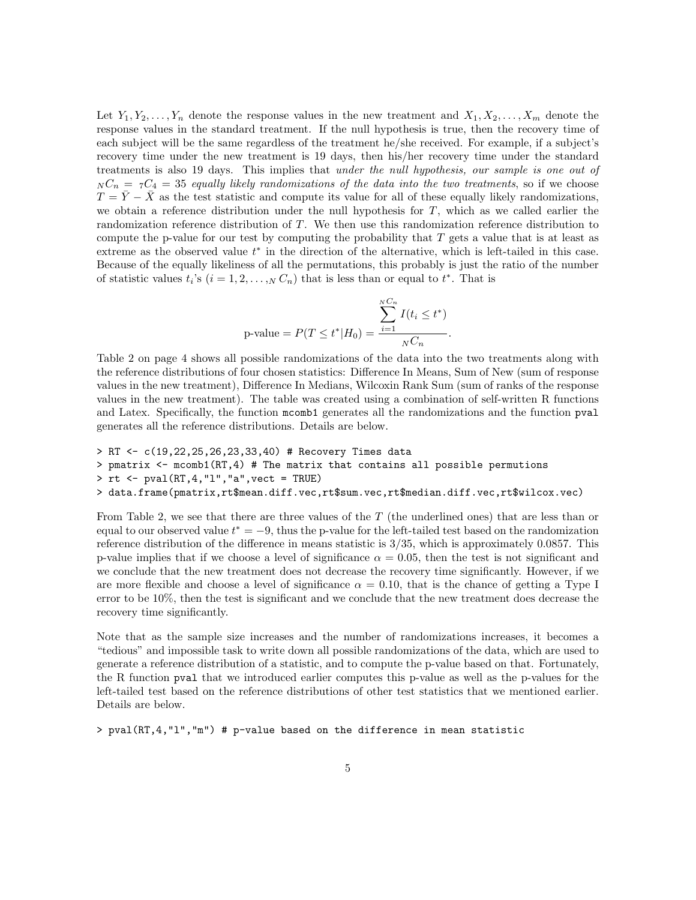Let $Y_1, Y_2, \ldots, Y_n$ denote the response values in the new treatment and $X_1, X_2, \ldots, X_m$ denote the response values in the standard treatment. If the null hypothesis is true, then the recovery time of each subject will be the same regardless of the treatment he/she received. For example, if a subject's recovery time under the new treatment is 19 days, then his/her recovery time under the standard treatments is also 19 days. This implies that *under the null hypothesis, our sample is one out of* ${}_NC_n = {}_7C_4 = 35$ *equally likely randomizations of the data into the two treatments*, so if we choose $T = \bar{Y} - \bar{X}$ as the test statistic and compute its value for all of these equally likely randomizations, we obtain a reference distribution under the null hypothesis for $T$, which as we called earlier the randomization reference distribution of $T$. We then use this randomization reference distribution to compute the p-value for our test by computing the probability that $T$ gets a value that is at least as extreme as the observed value $t^*$ in the direction of the alternative, which is left-tailed in this case. Because of the equally likeliness of all the permutations, this probably is just the ratio of the number of statistic values $t_i$'s ($i = 1, 2, \ldots, {}_NC_n$) that is less than or equal to $t^*$. That is

$$\text{p-value} = P(T \leq t^* | H_0) = \frac{\sum_{i=1}^{{}_NC_n} I(t_i \leq t^*)}{{}_NC_n}.$$

Table 2 on page 4 shows all possible randomizations of the data into the two treatments along with the reference distributions of four chosen statistics: Difference In Means, Sum of New (sum of response values in the new treatment), Difference In Medians, Wilcoxin Rank Sum (sum of ranks of the response values in the new treatment). The table was created using a combination of self-written R functions and Latex. Specifically, the function `mcomb1` generates all the randomizations and the function `pval` generates all the reference distributions. Details are below.

```
> RT <- c(19,22,25,26,23,33,40) # Recovery Times data
> pmatrix <- mcomb1(RT,4) # The matrix that contains all possible permutions
> rt <- pval(RT,4,"l","a",vect = TRUE)
> data.frame(pmatrix,rt$mean.diff.vec,rt$sum.vec,rt$median.diff.vec,rt$wilcox.vec)
```

From Table 2, we see that there are three values of the $T$ (the underlined ones) that are less than or equal to our observed value $t^* = -9$, thus the p-value for the left-tailed test based on the randomization reference distribution of the difference in means statistic is $3/35$, which is approximately 0.0857. This p-value implies that if we choose a level of significance $\alpha = 0.05$, then the test is not significant and we conclude that the new treatment does not decrease the recovery time significantly. However, if we are more flexible and choose a level of significance $\alpha = 0.10$, that is the chance of getting a Type I error to be 10%, then the test is significant and we conclude that the new treatment does decrease the recovery time significantly.

Note that as the sample size increases and the number of randomizations increases, it becomes a "tedious" and impossible task to write down all possible randomizations of the data, which are used to generate a reference distribution of a statistic, and to compute the p-value based on that. Fortunately, the R function `pval` that we introduced earlier computes this p-value as well as the p-values for the left-tailed test based on the reference distributions of other test statistics that we mentioned earlier. Details are below.

```
> pval(RT,4,"l","m") # p-value based on the difference in mean statistic
```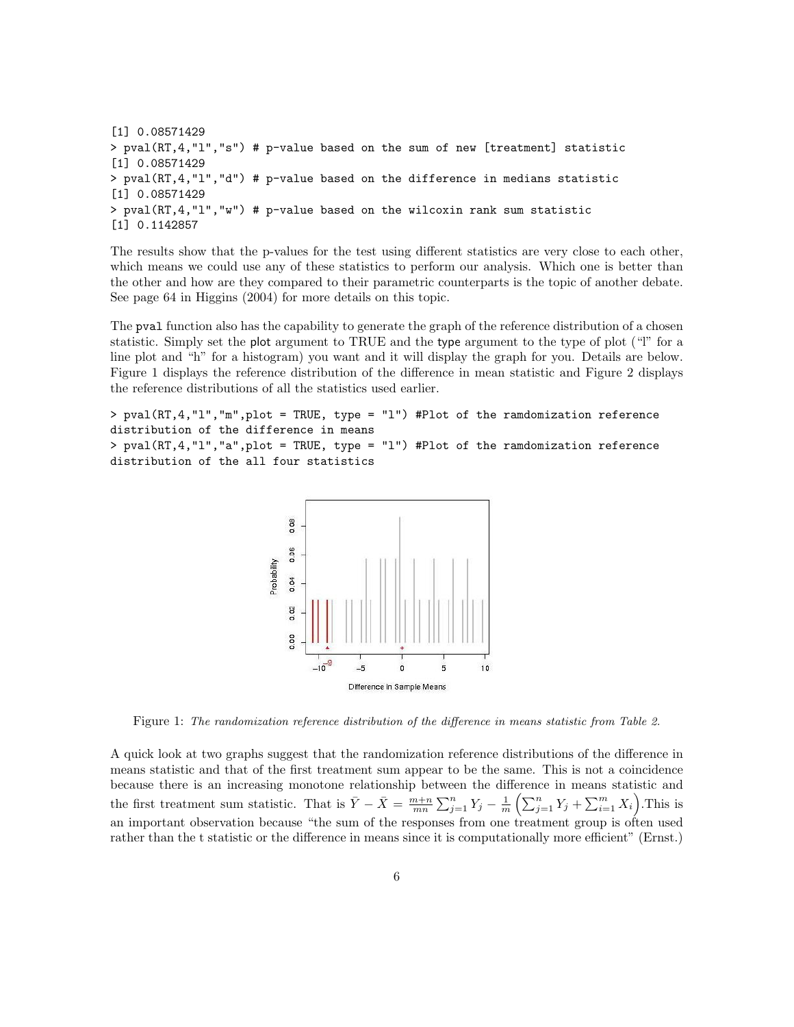```
[1] 0.08571429
> pval(RT,4,"l","s") # p-value based on the sum of new [treatment] statistic
[1] 0.08571429
> pval(RT,4,"l","d") # p-value based on the difference in medians statistic
[1] 0.08571429
> pval(RT,4,"l","w") # p-value based on the wilcoxin rank sum statistic
[1] 0.1142857
```

The results show that the p-values for the test using different statistics are very close to each other, which means we could use any of these statistics to perform our analysis. Which one is better than the other and how are they compared to their parametric counterparts is the topic of another debate. See page 64 in Higgins (2004) for more details on this topic.

The `pval` function also has the capability to generate the graph of the reference distribution of a chosen statistic. Simply set the `plot` argument to TRUE and the `type` argument to the type of plot ("l" for a line plot and "h" for a histogram) you want and it will display the graph for you. Details are below. Figure 1 displays the reference distribution of the difference in mean statistic and Figure 2 displays the reference distributions of all the statistics used earlier.

```
> pval(RT,4,"l","m",plot = TRUE, type = "l") #Plot of the ramdomization reference
distribution of the difference in means
> pval(RT,4,"l","a",plot = TRUE, type = "l") #Plot of the ramdomization reference
distribution of the all four statistics
```

Figure 1: *The randomization reference distribution of the difference in means statistic from Table 2.*

A quick look at two graphs suggest that the randomization reference distributions of the difference in means statistic and that of the first treatment sum appear to be the same. This is not a coincidence because there is an increasing monotone relationship between the difference in means statistic and the first treatment sum statistic. That is $\bar{Y} - \bar{X} = \frac{m+n}{mn} \sum_{j=1}^{n} Y_j - \frac{1}{m} \left( \sum_{j=1}^{n} Y_j + \sum_{i=1}^{m} X_i \right)$.This is an important observation because "the sum of the responses from one treatment group is often used rather than the t statistic or the difference in means since it is computationally more efficient" (Ernst.)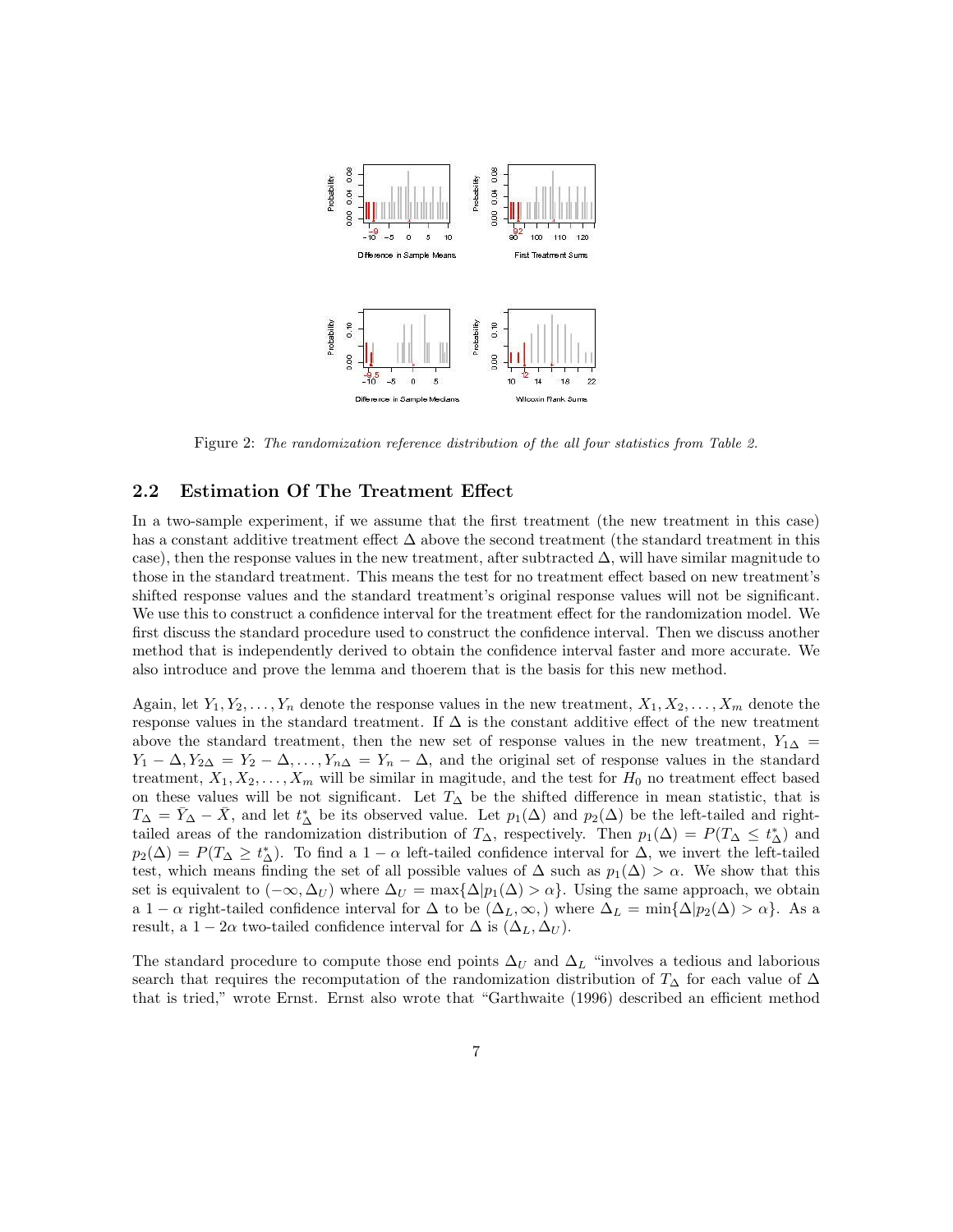Figure 2: *The randomization reference distribution of the all four statistics from Table 2.*

## 2.2 Estimation Of The Treatment Effect

In a two-sample experiment, if we assume that the first treatment (the new treatment in this case) has a constant additive treatment effect $\Delta$ above the second treatment (the standard treatment in this case), then the response values in the new treatment, after subtracted $\Delta$, will have similar magnitude to those in the standard treatment. This means the test for no treatment effect based on new treatment's shifted response values and the standard treatment's original response values will not be significant. We use this to construct a confidence interval for the treatment effect for the randomization model. We first discuss the standard procedure used to construct the confidence interval. Then we discuss another method that is independently derived to obtain the confidence interval faster and more accurate. We also introduce and prove the lemma and thoerem that is the basis for this new method.

Again, let $Y_1, Y_2, \ldots, Y_n$ denote the response values in the new treatment, $X_1, X_2, \ldots, X_m$ denote the response values in the standard treatment. If $\Delta$ is the constant additive effect of the new treatment above the standard treatment, then the new set of response values in the new treatment, $Y_{1\Delta} = Y_1 - \Delta, Y_{2\Delta} = Y_2 - \Delta, \ldots, Y_{n\Delta} = Y_n - \Delta$, and the original set of response values in the standard treatment, $X_1, X_2, \ldots, X_m$ will be similar in magitude, and the test for $H_0$ no treatment effect based on these values will be not significant. Let $T_\Delta$ be the shifted difference in mean statistic, that is $T_\Delta = \bar{Y}_\Delta - \bar{X}$, and let $t^*_\Delta$ be its observed value. Let $p_1(\Delta)$ and $p_2(\Delta)$ be the left-tailed and right-tailed areas of the randomization distribution of $T_\Delta$, respectively. Then $p_1(\Delta) = P(T_\Delta \leq t^*_\Delta)$ and $p_2(\Delta) = P(T_\Delta \geq t^*_\Delta)$. To find a $1 - \alpha$ left-tailed confidence interval for $\Delta$, we invert the left-tailed test, which means finding the set of all possible values of $\Delta$ such as $p_1(\Delta) > \alpha$. We show that this set is equivalent to $(-\infty, \Delta_U)$ where $\Delta_U = \max\{\Delta | p_1(\Delta) > \alpha\}$. Using the same approach, we obtain a $1 - \alpha$ right-tailed confidence interval for $\Delta$ to be $(\Delta_L, \infty,)$ where $\Delta_L = \min\{\Delta | p_2(\Delta) > \alpha\}$. As a result, a $1 - 2\alpha$ two-tailed confidence interval for $\Delta$ is $(\Delta_L, \Delta_U)$.

The standard procedure to compute those end points $\Delta_U$ and $\Delta_L$ "involves a tedious and laborious search that requires the recomputation of the randomization distribution of $T_\Delta$ for each value of $\Delta$ that is tried," wrote Ernst. Ernst also wrote that "Garthwaite (1996) described an efficient method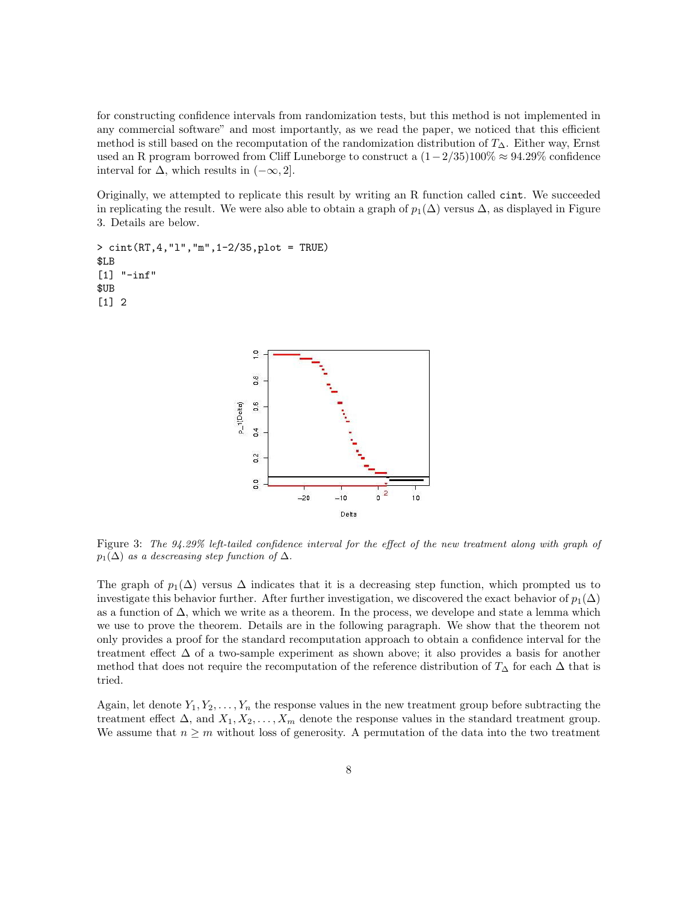for constructing confidence intervals from randomization tests, but this method is not implemented in any commercial software" and most importantly, as we read the paper, we noticed that this efficient method is still based on the recomputation of the randomization distribution of $T_\Delta$. Either way, Ernst used an R program borrowed from Cliff Luneborge to construct a $(1-2/35)100\% \approx 94.29\%$ confidence interval for $\Delta$, which results in $(-\infty, 2]$.

Originally, we attempted to replicate this result by writing an R function called `cint`. We succeeded in replicating the result. We were also able to obtain a graph of $p_1(\Delta)$ versus $\Delta$, as displayed in Figure 3. Details are below.

```
> cint(RT,4,"l","m",1-2/35,plot = TRUE)
$LB
[1] "-inf"
$UB
[1] 2
```

Figure 3: *The 94.29% left-tailed confidence interval for the effect of the new treatment along with graph of* $p_1(\Delta)$ *as a descreasing step function of* $\Delta$.

The graph of $p_1(\Delta)$ versus $\Delta$ indicates that it is a decreasing step function, which prompted us to investigate this behavior further. After further investigation, we discovered the exact behavior of $p_1(\Delta)$ as a function of $\Delta$, which we write as a theorem. In the process, we develope and state a lemma which we use to prove the theorem. Details are in the following paragraph. We show that the theorem not only provides a proof for the standard recomputation approach to obtain a confidence interval for the treatment effect $\Delta$ of a two-sample experiment as shown above; it also provides a basis for another method that does not require the recomputation of the reference distribution of $T_\Delta$ for each $\Delta$ that is tried.

Again, let denote $Y_1, Y_2, \ldots, Y_n$ the response values in the new treatment group before subtracting the treatment effect $\Delta$, and $X_1, X_2, \ldots, X_m$ denote the response values in the standard treatment group. We assume that $n \geq m$ without loss of generosity. A permutation of the data into the two treatment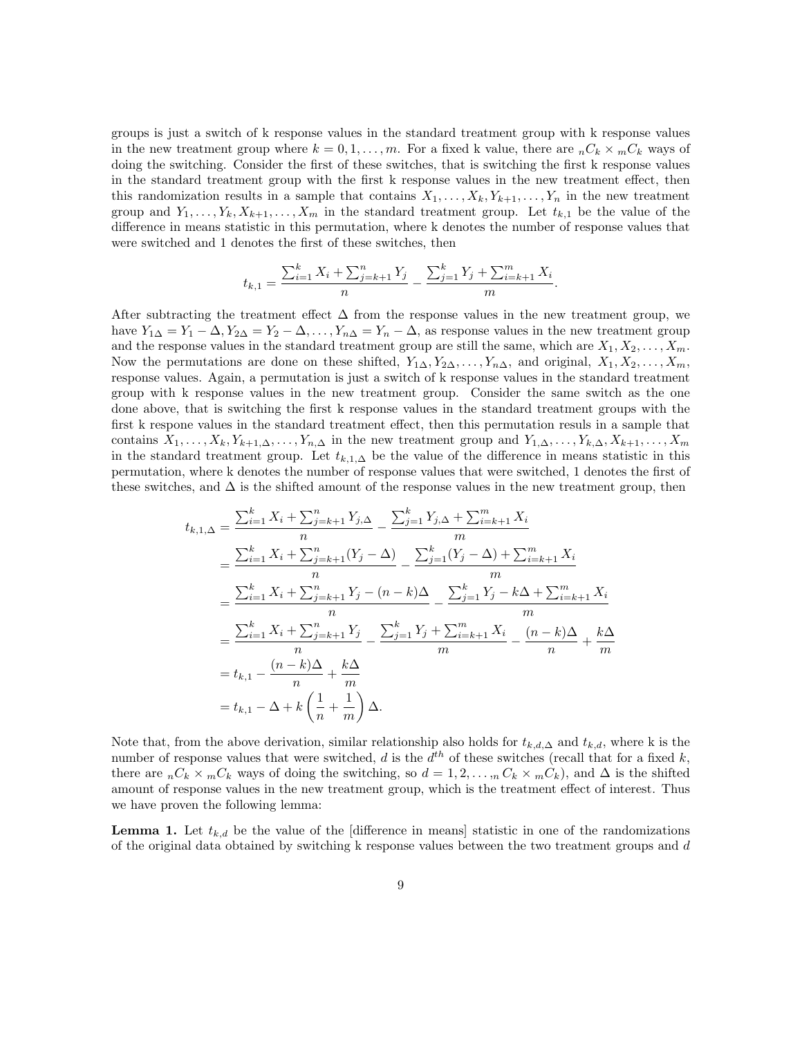groups is just a switch of k response values in the standard treatment group with k response values in the new treatment group where $k = 0, 1, \ldots, m$. For a fixed k value, there are ${}_nC_k \times {}_mC_k$ ways of doing the switching. Consider the first of these switches, that is switching the first k response values in the standard treatment group with the first k response values in the new treatment effect, then this randomization results in a sample that contains $X_1, \ldots, X_k, Y_{k+1}, \ldots, Y_n$ in the new treatment group and $Y_1, \ldots, Y_k, X_{k+1}, \ldots, X_m$ in the standard treatment group. Let $t_{k,1}$ be the value of the difference in means statistic in this permutation, where k denotes the number of response values that were switched and 1 denotes the first of these switches, then

$$t_{k,1} = \frac{\sum_{i=1}^{k} X_i + \sum_{j=k+1}^{n} Y_j}{n} - \frac{\sum_{j=1}^{k} Y_j + \sum_{i=k+1}^{m} X_i}{m}.$$

After subtracting the treatment effect $\Delta$ from the response values in the new treatment group, we have $Y_{1\Delta} = Y_1 - \Delta, Y_{2\Delta} = Y_2 - \Delta, \ldots, Y_{n\Delta} = Y_n - \Delta$, as response values in the new treatment group and the response values in the standard treatment group are still the same, which are $X_1, X_2, \ldots, X_m$. Now the permutations are done on these shifted, $Y_{1\Delta}, Y_{2\Delta}, \ldots, Y_{n\Delta}$, and original, $X_1, X_2, \ldots, X_m$, response values. Again, a permutation is just a switch of k response values in the standard treatment group with k response values in the new treatment group. Consider the same switch as the one done above, that is switching the first k response values in the standard treatment groups with the first k respone values in the standard treatment effect, then this permutation resuls in a sample that contains $X_1, \ldots, X_k, Y_{k+1,\Delta}, \ldots, Y_{n,\Delta}$ in the new treatment group and $Y_{1,\Delta}, \ldots, Y_{k,\Delta}, X_{k+1}, \ldots, X_m$ in the standard treatment group. Let $t_{k,1,\Delta}$ be the value of the difference in means statistic in this permutation, where k denotes the number of response values that were switched, 1 denotes the first of these switches, and $\Delta$ is the shifted amount of the response values in the new treatment group, then

$$\begin{aligned}
t_{k,1,\Delta} &= \frac{\sum_{i=1}^{k} X_i + \sum_{j=k+1}^{n} Y_{j,\Delta}}{n} - \frac{\sum_{j=1}^{k} Y_{j,\Delta} + \sum_{i=k+1}^{m} X_i}{m} \\
&= \frac{\sum_{i=1}^{k} X_i + \sum_{j=k+1}^{n} (Y_j - \Delta)}{n} - \frac{\sum_{j=1}^{k} (Y_j - \Delta) + \sum_{i=k+1}^{m} X_i}{m} \\
&= \frac{\sum_{i=1}^{k} X_i + \sum_{j=k+1}^{n} Y_j - (n-k)\Delta}{n} - \frac{\sum_{j=1}^{k} Y_j - k\Delta + \sum_{i=k+1}^{m} X_i}{m} \\
&= \frac{\sum_{i=1}^{k} X_i + \sum_{j=k+1}^{n} Y_j}{n} - \frac{\sum_{j=1}^{k} Y_j + \sum_{i=k+1}^{m} X_i}{m} - \frac{(n-k)\Delta}{n} + \frac{k\Delta}{m} \\
&= t_{k,1} - \frac{(n-k)\Delta}{n} + \frac{k\Delta}{m} \\
&= t_{k,1} - \Delta + k\left(\frac{1}{n} + \frac{1}{m}\right)\Delta.
\end{aligned}$$

Note that, from the above derivation, similar relationship also holds for $t_{k,d,\Delta}$ and $t_{k,d}$, where k is the number of response values that were switched, $d$ is the $d^{th}$ of these switches (recall that for a fixed $k$, there are ${}_nC_k \times {}_mC_k$ ways of doing the switching, so $d = 1, 2, \ldots, {}_nC_k \times {}_mC_k$), and $\Delta$ is the shifted amount of response values in the new treatment group, which is the treatment effect of interest. Thus we have proven the following lemma:

**Lemma 1.** Let $t_{k,d}$ be the value of the [difference in means] statistic in one of the randomizations of the original data obtained by switching k response values between the two treatment groups and $d$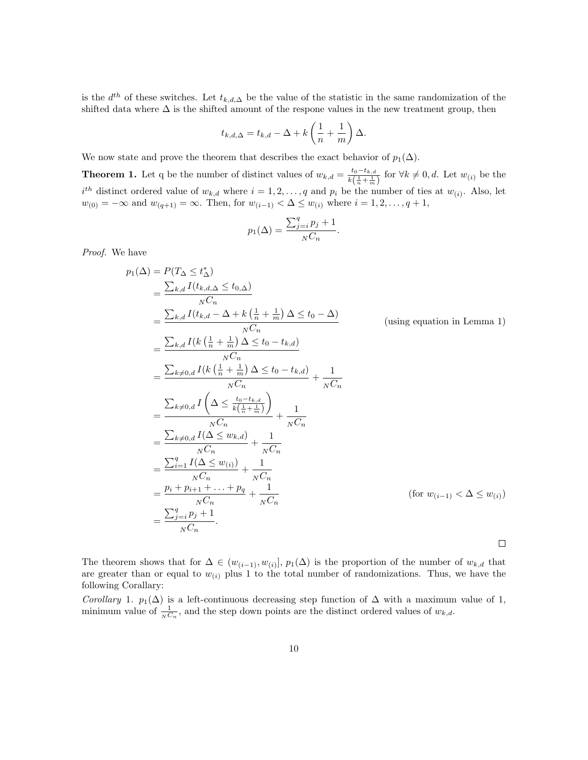is the $d^{th}$ of these switches. Let $t_{k,d,\Delta}$ be the value of the statistic in the same randomization of the shifted data where $\Delta$ is the shifted amount of the respone values in the new treatment group, then

$$t_{k,d,\Delta} = t_{k,d} - \Delta + k\left(\frac{1}{n} + \frac{1}{m}\right)\Delta.$$

We now state and prove the theorem that describes the exact behavior of $p_1(\Delta)$.

**Theorem 1.** Let q be the number of distinct values of $w_{k,d} = \frac{t_0 - t_{k,d}}{k\left(\frac{1}{n}+\frac{1}{m}\right)}$ for $\forall k \neq 0, d$. Let $w_{(i)}$ be the $i^{th}$ distinct ordered value of $w_{k,d}$ where $i = 1, 2, \ldots, q$ and $p_i$ be the number of ties at $w_{(i)}$. Also, let $w_{(0)} = -\infty$ and $w_{(q+1)} = \infty$. Then, for $w_{(i-1)} < \Delta \leq w_{(i)}$ where $i = 1, 2, \ldots, q+1$,

$$p_1(\Delta) = \frac{\sum_{j=i}^{q} p_j + 1}{{}_N C_n}.$$

*Proof.* We have

$$
\begin{aligned}
p_1(\Delta) &= P(T_\Delta \leq t^*_\Delta) \\
&= \frac{\sum_{k,d} I(t_{k,d,\Delta} \leq t_{0,\Delta})}{{}_N C_n} \\
&= \frac{\sum_{k,d} I(t_{k,d} - \Delta + k\left(\frac{1}{n}+\frac{1}{m}\right)\Delta \leq t_0 - \Delta)}{{}_N C_n} && \text{(using equation in Lemma 1)} \\
&= \frac{\sum_{k,d} I(k\left(\frac{1}{n}+\frac{1}{m}\right)\Delta \leq t_0 - t_{k,d})}{{}_N C_n} \\
&= \frac{\sum_{k\neq 0,d} I(k\left(\frac{1}{n}+\frac{1}{m}\right)\Delta \leq t_0 - t_{k,d})}{{}_N C_n} + \frac{1}{{}_N C_n} \\
&= \frac{\sum_{k\neq 0,d} I\left(\Delta \leq \frac{t_0 - t_{k,d}}{k\left(\frac{1}{n}+\frac{1}{m}\right)}\right)}{{}_N C_n} + \frac{1}{{}_N C_n} \\
&= \frac{\sum_{k\neq 0,d} I(\Delta \leq w_{k,d})}{{}_N C_n} + \frac{1}{{}_N C_n} \\
&= \frac{\sum_{i=1}^{q} I(\Delta \leq w_{(i)})}{{}_N C_n} + \frac{1}{{}_N C_n} \\
&= \frac{p_i + p_{i+1} + \ldots + p_q}{{}_N C_n} + \frac{1}{{}_N C_n} && \text{(for } w_{(i-1)} < \Delta \leq w_{(i)}\text{)} \\
&= \frac{\sum_{j=i}^{q} p_j + 1}{{}_N C_n}.
\end{aligned}
$$

□

The theorem shows that for $\Delta \in (w_{(i-1)}, w_{(i)}]$, $p_1(\Delta)$ is the proportion of the number of $w_{k,d}$ that are greater than or equal to $w_{(i)}$ plus 1 to the total number of randomizations. Thus, we have the following Corallary:

*Corollary* 1. $p_1(\Delta)$ is a left-continuous decreasing step function of $\Delta$ with a maximum value of 1, minimum value of $\frac{1}{{}_N C_n}$, and the step down points are the distinct ordered values of $w_{k,d}$.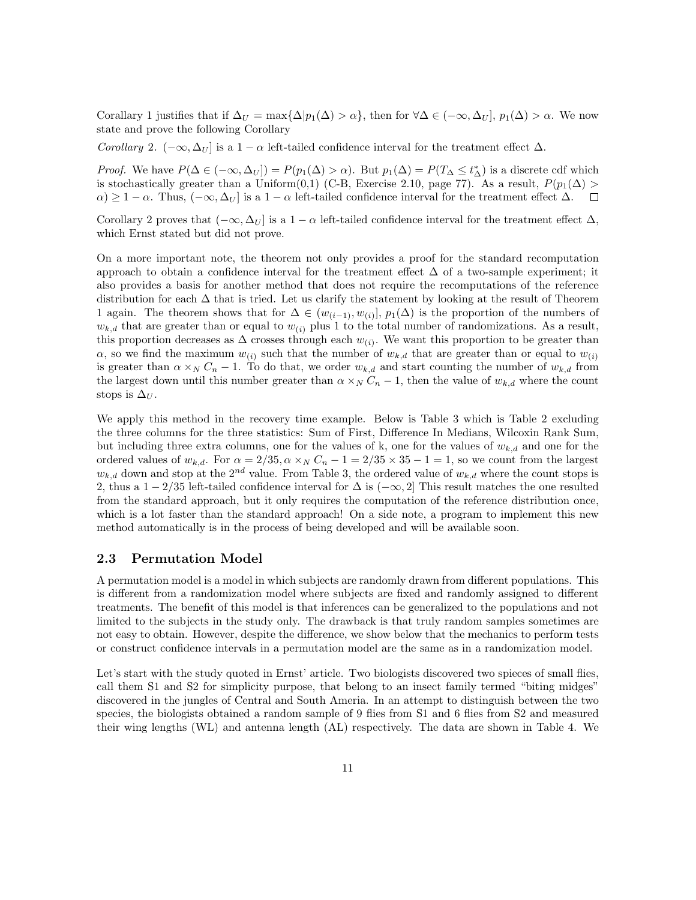Corallary 1 justifies that if $\Delta_U = \max\{\Delta | p_1(\Delta) > \alpha\}$, then for $\forall \Delta \in (-\infty, \Delta_U]$, $p_1(\Delta) > \alpha$. We now state and prove the following Corollary

*Corollary* 2. $(-\infty, \Delta_U]$ is a $1 - \alpha$ left-tailed confidence interval for the treatment effect $\Delta$.

*Proof.* We have $P(\Delta \in (-\infty, \Delta_U]) = P(p_1(\Delta) > \alpha)$. But $p_1(\Delta) = P(T_\Delta \leq t^*_\Delta)$ is a discrete cdf which is stochastically greater than a Uniform(0,1) (C-B, Exercise 2.10, page 77). As a result, $P(p_1(\Delta) > \alpha) \geq 1 - \alpha$. Thus, $(-\infty, \Delta_U]$ is a $1 - \alpha$ left-tailed confidence interval for the treatment effect $\Delta$. $\square$

Corollary 2 proves that $(-\infty, \Delta_U]$ is a $1 - \alpha$ left-tailed confidence interval for the treatment effect $\Delta$, which Ernst stated but did not prove.

On a more important note, the theorem not only provides a proof for the standard recomputation approach to obtain a confidence interval for the treatment effect $\Delta$ of a two-sample experiment; it also provides a basis for another method that does not require the recomputations of the reference distribution for each $\Delta$ that is tried. Let us clarify the statement by looking at the result of Theorem 1 again. The theorem shows that for $\Delta \in (w_{(i-1)}, w_{(i)}]$, $p_1(\Delta)$ is the proportion of the numbers of $w_{k,d}$ that are greater than or equal to $w_{(i)}$ plus 1 to the total number of randomizations. As a result, this proportion decreases as $\Delta$ crosses through each $w_{(i)}$. We want this proportion to be greater than $\alpha$, so we find the maximum $w_{(i)}$ such that the number of $w_{k,d}$ that are greater than or equal to $w_{(i)}$ is greater than $\alpha \times_N C_n - 1$. To do that, we order $w_{k,d}$ and start counting the number of $w_{k,d}$ from the largest down until this number greater than $\alpha \times_N C_n - 1$, then the value of $w_{k,d}$ where the count stops is $\Delta_U$.

We apply this method in the recovery time example. Below is Table 3 which is Table 2 excluding the three columns for the three statistics: Sum of First, Difference In Medians, Wilcoxin Rank Sum, but including three extra columns, one for the values of k, one for the values of $w_{k,d}$ and one for the ordered values of $w_{k,d}$. For $\alpha = 2/35, \alpha \times_N C_n - 1 = 2/35 \times 35 - 1 = 1$, so we count from the largest $w_{k,d}$ down and stop at the $2^{nd}$ value. From Table 3, the ordered value of $w_{k,d}$ where the count stops is 2, thus a $1 - 2/35$ left-tailed confidence interval for $\Delta$ is $(-\infty, 2]$ This result matches the one resulted from the standard approach, but it only requires the computation of the reference distribution once, which is a lot faster than the standard approach! On a side note, a program to implement this new method automatically is in the process of being developed and will be available soon.

## 2.3 Permutation Model

A permutation model is a model in which subjects are randomly drawn from different populations. This is different from a randomization model where subjects are fixed and randomly assigned to different treatments. The benefit of this model is that inferences can be generalized to the populations and not limited to the subjects in the study only. The drawback is that truly random samples sometimes are not easy to obtain. However, despite the difference, we show below that the mechanics to perform tests or construct confidence intervals in a permutation model are the same as in a randomization model.

Let's start with the study quoted in Ernst' article. Two biologists discovered two spieces of small flies, call them S1 and S2 for simplicity purpose, that belong to an insect family termed "biting midges" discovered in the jungles of Central and South Ameria. In an attempt to distinguish between the two species, the biologists obtained a random sample of 9 flies from S1 and 6 flies from S2 and measured their wing lengths (WL) and antenna length (AL) respectively. The data are shown in Table 4. We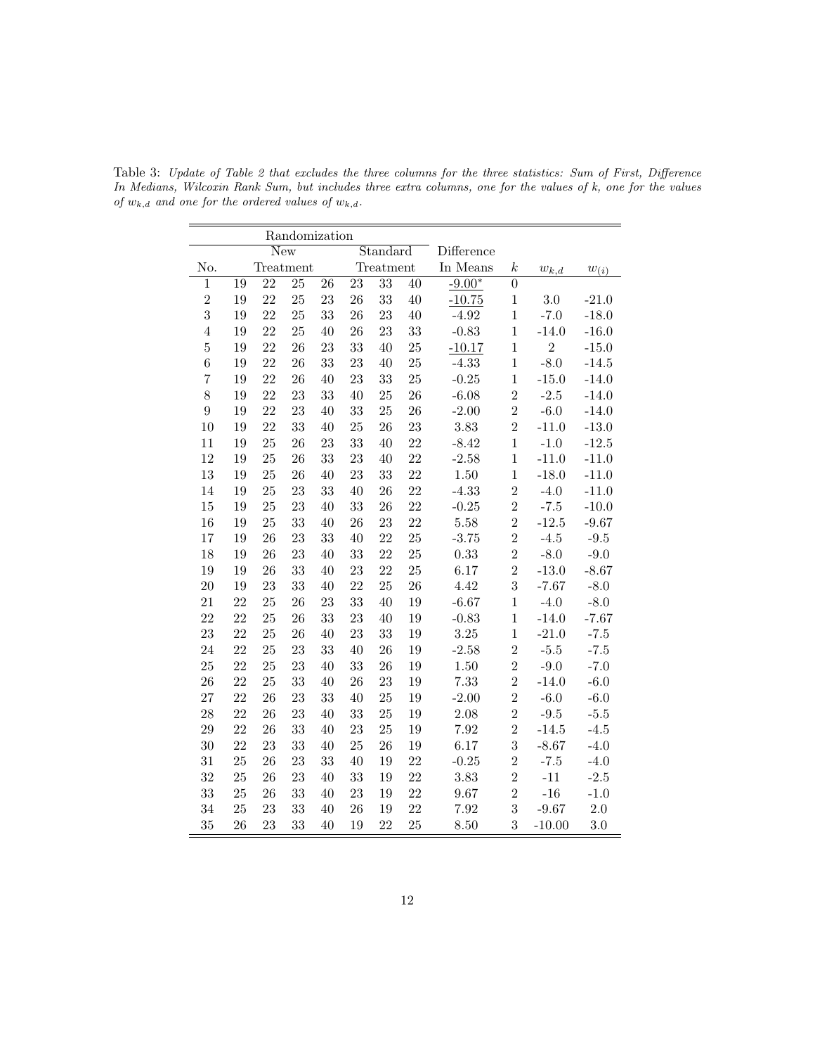Table 3: *Update of Table 2 that excludes the three columns for the three statistics: Sum of First, Difference In Medians, Wilcoxin Rank Sum, but includes three extra columns, one for the values of k, one for the values of $w_{k,d}$ and one for the ordered values of $w_{k,d}$.*

| | Randomization | | | | | | | | | | | |
|---|---|---|---|---|---|---|---|---|---|---|---|---|
| | New | | | | Standard | | | Difference | | | | |
| No. | Treatment | | | | Treatment | | | In Means | $k$ | $w_{k,d}$ | $w_{(i)}$ |
| 1 | 19 | 22 | 25 | 26 | 23 | 33 | 40 | <u>-9.00*</u> | 0 | | |
| 2 | 19 | 22 | 25 | 23 | 26 | 33 | 40 | <u>-10.75</u> | 1 | 3.0 | -21.0 |
| 3 | 19 | 22 | 25 | 33 | 26 | 23 | 40 | -4.92 | 1 | -7.0 | -18.0 |
| 4 | 19 | 22 | 25 | 40 | 26 | 23 | 33 | -0.83 | 1 | -14.0 | -16.0 |
| 5 | 19 | 22 | 26 | 23 | 33 | 40 | 25 | <u>-10.17</u> | 1 | 2 | -15.0 |
| 6 | 19 | 22 | 26 | 33 | 23 | 40 | 25 | -4.33 | 1 | -8.0 | -14.5 |
| 7 | 19 | 22 | 26 | 40 | 23 | 33 | 25 | -0.25 | 1 | -15.0 | -14.0 |
| 8 | 19 | 22 | 23 | 33 | 40 | 25 | 26 | -6.08 | 2 | -2.5 | -14.0 |
| 9 | 19 | 22 | 23 | 40 | 33 | 25 | 26 | -2.00 | 2 | -6.0 | -14.0 |
| 10 | 19 | 22 | 33 | 40 | 25 | 26 | 23 | 3.83 | 2 | -11.0 | -13.0 |
| 11 | 19 | 25 | 26 | 23 | 33 | 40 | 22 | -8.42 | 1 | -1.0 | -12.5 |
| 12 | 19 | 25 | 26 | 33 | 23 | 40 | 22 | -2.58 | 1 | -11.0 | -11.0 |
| 13 | 19 | 25 | 26 | 40 | 23 | 33 | 22 | 1.50 | 1 | -18.0 | -11.0 |
| 14 | 19 | 25 | 23 | 33 | 40 | 26 | 22 | -4.33 | 2 | -4.0 | -11.0 |
| 15 | 19 | 25 | 23 | 40 | 33 | 26 | 22 | -0.25 | 2 | -7.5 | -10.0 |
| 16 | 19 | 25 | 33 | 40 | 26 | 23 | 22 | 5.58 | 2 | -12.5 | -9.67 |
| 17 | 19 | 26 | 23 | 33 | 40 | 22 | 25 | -3.75 | 2 | -4.5 | -9.5 |
| 18 | 19 | 26 | 23 | 40 | 33 | 22 | 25 | 0.33 | 2 | -8.0 | -9.0 |
| 19 | 19 | 26 | 33 | 40 | 23 | 22 | 25 | 6.17 | 2 | -13.0 | -8.67 |
| 20 | 19 | 23 | 33 | 40 | 22 | 25 | 26 | 4.42 | 3 | -7.67 | -8.0 |
| 21 | 22 | 25 | 26 | 23 | 33 | 40 | 19 | -6.67 | 1 | -4.0 | -8.0 |
| 22 | 22 | 25 | 26 | 33 | 23 | 40 | 19 | -0.83 | 1 | -14.0 | -7.67 |
| 23 | 22 | 25 | 26 | 40 | 23 | 33 | 19 | 3.25 | 1 | -21.0 | -7.5 |
| 24 | 22 | 25 | 23 | 33 | 40 | 26 | 19 | -2.58 | 2 | -5.5 | -7.5 |
| 25 | 22 | 25 | 23 | 40 | 33 | 26 | 19 | 1.50 | 2 | -9.0 | -7.0 |
| 26 | 22 | 25 | 33 | 40 | 26 | 23 | 19 | 7.33 | 2 | -14.0 | -6.0 |
| 27 | 22 | 26 | 23 | 33 | 40 | 25 | 19 | -2.00 | 2 | -6.0 | -6.0 |
| 28 | 22 | 26 | 23 | 40 | 33 | 25 | 19 | 2.08 | 2 | -9.5 | -5.5 |
| 29 | 22 | 26 | 33 | 40 | 23 | 25 | 19 | 7.92 | 2 | -14.5 | -4.5 |
| 30 | 22 | 23 | 33 | 40 | 25 | 26 | 19 | 6.17 | 3 | -8.67 | -4.0 |
| 31 | 25 | 26 | 23 | 33 | 40 | 19 | 22 | -0.25 | 2 | -7.5 | -4.0 |
| 32 | 25 | 26 | 23 | 40 | 33 | 19 | 22 | 3.83 | 2 | -11 | -2.5 |
| 33 | 25 | 26 | 33 | 40 | 23 | 19 | 22 | 9.67 | 2 | -16 | -1.0 |
| 34 | 25 | 23 | 33 | 40 | 26 | 19 | 22 | 7.92 | 3 | -9.67 | 2.0 |
| 35 | 26 | 23 | 33 | 40 | 19 | 22 | 25 | 8.50 | 3 | -10.00 | 3.0 |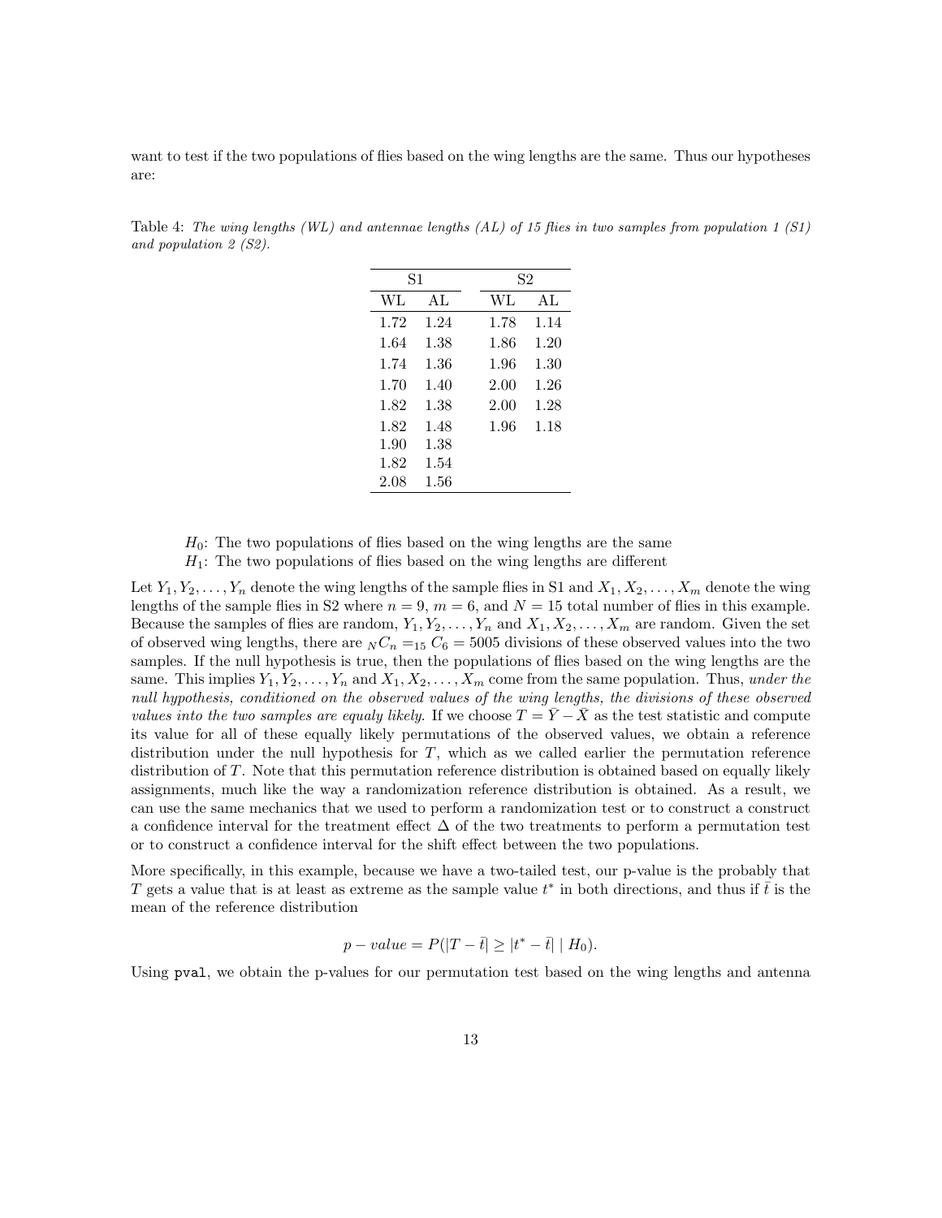want to test if the two populations of flies based on the wing lengths are the same. Thus our hypotheses are:

Table 4: *The wing lengths (WL) and antennae lengths (AL) of 15 flies in two samples from population 1 (S1) and population 2 (S2).*

| S1 | | S2 | |
|---|---|---|---|
| WL | AL | WL | AL |
| 1.72 | 1.24 | 1.78 | 1.14 |
| 1.64 | 1.38 | 1.86 | 1.20 |
| 1.74 | 1.36 | 1.96 | 1.30 |
| 1.70 | 1.40 | 2.00 | 1.26 |
| 1.82 | 1.38 | 2.00 | 1.28 |
| 1.82 | 1.48 | 1.96 | 1.18 |
| 1.90 | 1.38 | | |
| 1.82 | 1.54 | | |
| 2.08 | 1.56 | | |

$H_0$: The two populations of flies based on the wing lengths are the same
$H_1$: The two populations of flies based on the wing lengths are different

Let $Y_1, Y_2, \ldots, Y_n$ denote the wing lengths of the sample flies in S1 and $X_1, X_2, \ldots, X_m$ denote the wing lengths of the sample flies in S2 where $n = 9$, $m = 6$, and $N = 15$ total number of flies in this example. Because the samples of flies are random, $Y_1, Y_2, \ldots, Y_n$ and $X_1, X_2, \ldots, X_m$ are random. Given the set of observed wing lengths, there are ${}_NC_n = {}_{15}C_6 = 5005$ divisions of these observed values into the two samples. If the null hypothesis is true, then the populations of flies based on the wing lengths are the same. This implies $Y_1, Y_2, \ldots, Y_n$ and $X_1, X_2, \ldots, X_m$ come from the same population. Thus, *under the null hypothesis, conditioned on the observed values of the wing lengths, the divisions of these observed values into the two samples are equaly likely.* If we choose $T = \bar{Y} - \bar{X}$ as the test statistic and compute its value for all of these equally likely permutations of the observed values, we obtain a reference distribution under the null hypothesis for $T$, which as we called earlier the permutation reference distribution of $T$. Note that this permutation reference distribution is obtained based on equally likely assignments, much like the way a randomization reference distribution is obtained. As a result, we can use the same mechanics that we used to perform a randomization test or to construct a construct a confidence interval for the treatment effect $\Delta$ of the two treatments to perform a permutation test or to construct a confidence interval for the shift effect between the two populations.

More specifically, in this example, because we have a two-tailed test, our p-value is the probably that $T$ gets a value that is at least as extreme as the sample value $t^*$ in both directions, and thus if $\bar{t}$ is the mean of the reference distribution

$$p - value = P(|T - \bar{t}| \geq |t^* - \bar{t}| \mid H_0).$$

Using `pval`, we obtain the p-values for our permutation test based on the wing lengths and antenna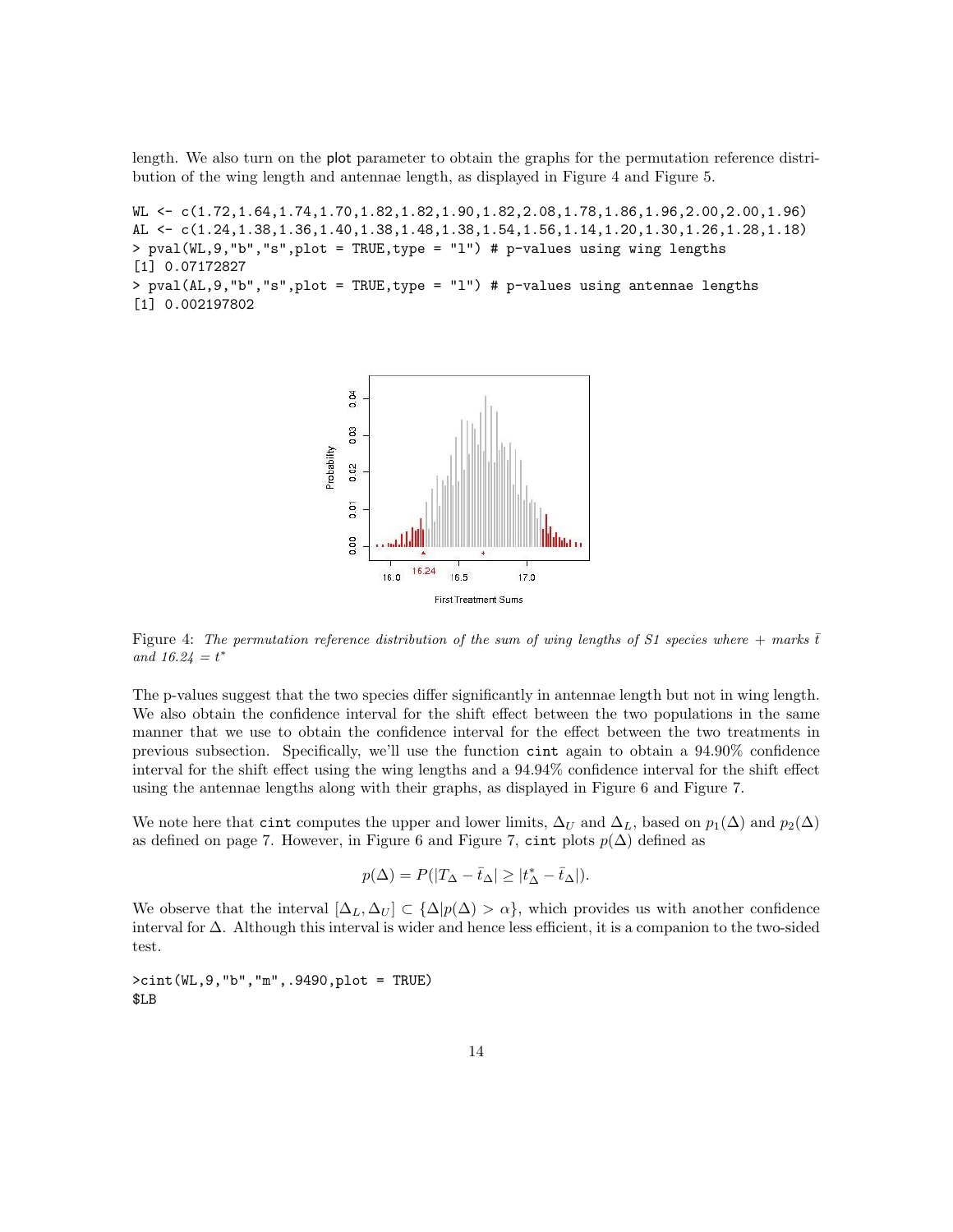length. We also turn on the plot parameter to obtain the graphs for the permutation reference distribution of the wing length and antennae length, as displayed in Figure 4 and Figure 5.

```
WL <- c(1.72,1.64,1.74,1.70,1.82,1.82,1.90,1.82,2.08,1.78,1.86,1.96,2.00,2.00,1.96)
AL <- c(1.24,1.38,1.36,1.40,1.38,1.48,1.38,1.54,1.56,1.14,1.20,1.30,1.26,1.28,1.18)
> pval(WL,9,"b","s",plot = TRUE,type = "l") # p-values using wing lengths
[1] 0.07172827
> pval(AL,9,"b","s",plot = TRUE,type = "l") # p-values using antennae lengths
[1] 0.002197802
```

Figure 4: *The permutation reference distribution of the sum of wing lengths of S1 species where + marks $\bar{t}$ and 16.24 = $t^*$*

The p-values suggest that the two species differ significantly in antennae length but not in wing length. We also obtain the confidence interval for the shift effect between the two populations in the same manner that we use to obtain the confidence interval for the effect between the two treatments in previous subsection. Specifically, we'll use the function `cint` again to obtain a 94.90% confidence interval for the shift effect using the wing lengths and a 94.94% confidence interval for the shift effect using the antennae lengths along with their graphs, as displayed in Figure 6 and Figure 7.

We note here that `cint` computes the upper and lower limits, $\Delta_U$ and $\Delta_L$, based on $p_1(\Delta)$ and $p_2(\Delta)$ as defined on page 7. However, in Figure 6 and Figure 7, `cint` plots $p(\Delta)$ defined as

$$p(\Delta) = P(|T_\Delta - \bar{t}_\Delta| \geq |t^*_\Delta - \bar{t}_\Delta|).$$

We observe that the interval $[\Delta_L, \Delta_U] \subset \{\Delta | p(\Delta) > \alpha\}$, which provides us with another confidence interval for $\Delta$. Although this interval is wider and hence less efficient, it is a companion to the two-sided test.

```
>cint(WL,9,"b","m",.9490,plot = TRUE)
$LB
```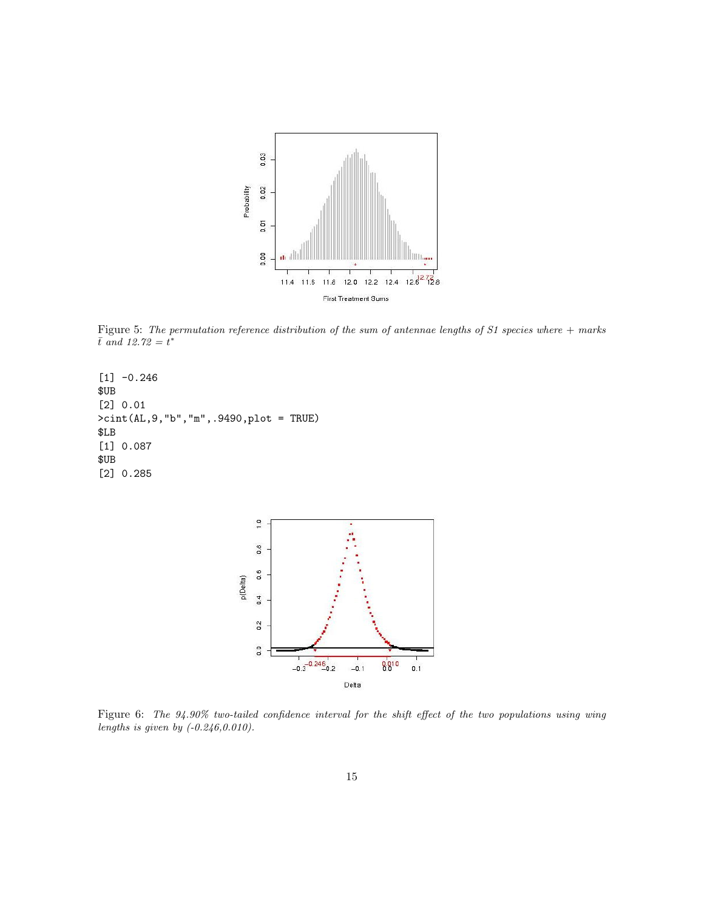Figure 5: *The permutation reference distribution of the sum of antennae lengths of S1 species where + marks $\bar{t}$ and $12.72 = t^*$*

```
[1] -0.246
$UB
[2] 0.01
>cint(AL,9,"b","m",.9490,plot = TRUE)
$LB
[1] 0.087
$UB
[2] 0.285
```

Figure 6: *The 94.90% two-tailed confidence interval for the shift effect of the two populations using wing lengths is given by (-0.246,0.010).*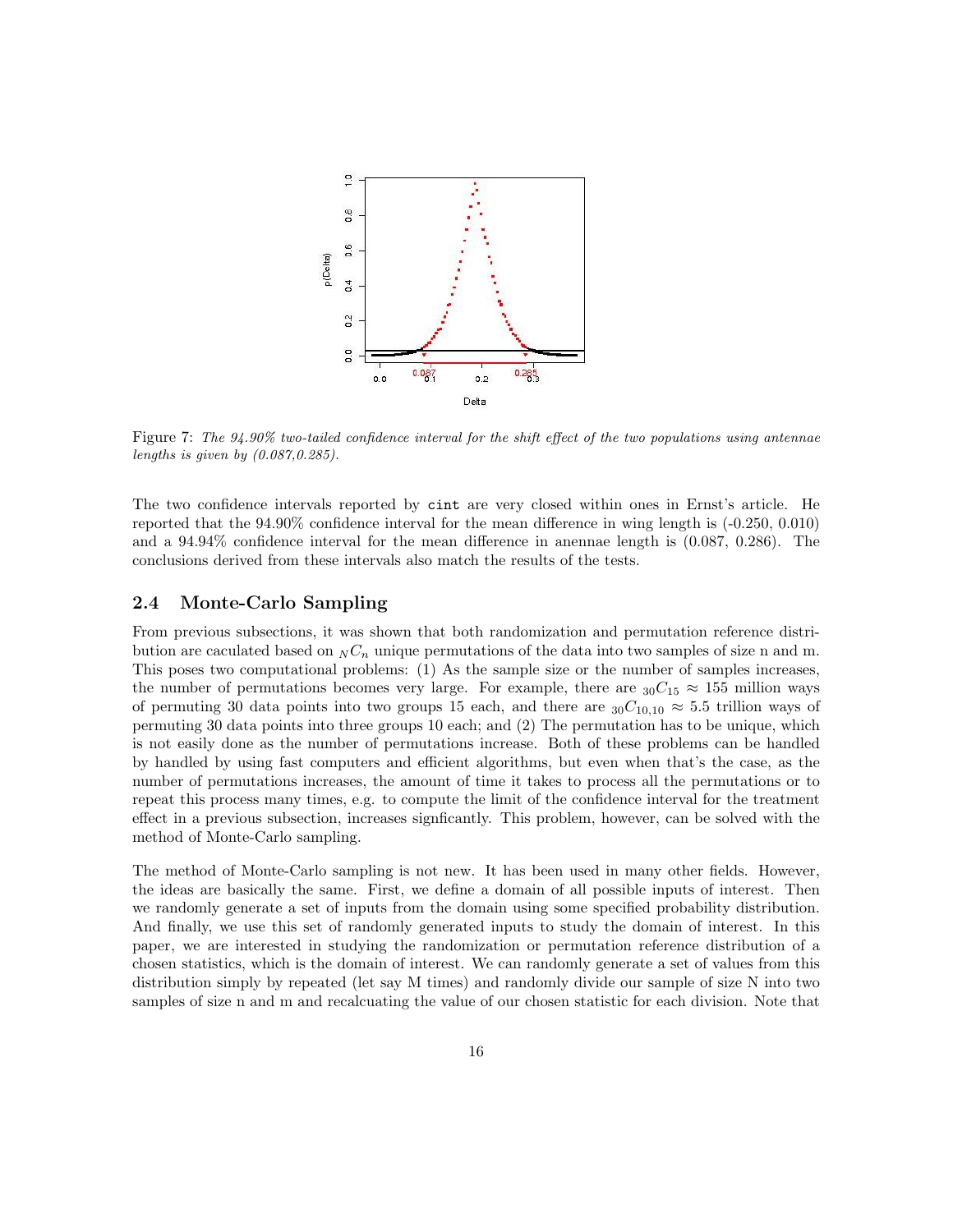Figure 7: *The 94.90% two-tailed confidence interval for the shift effect of the two populations using antennae lengths is given by (0.087,0.285).*

The two confidence intervals reported by `cint` are very closed within ones in Ernst's article. He reported that the 94.90% confidence interval for the mean difference in wing length is (-0.250, 0.010) and a 94.94% confidence interval for the mean difference in anennae length is (0.087, 0.286). The conclusions derived from these intervals also match the results of the tests.

## 2.4 Monte-Carlo Sampling

From previous subsections, it was shown that both randomization and permutation reference distribution are caculated based on ${}_NC_n$ unique permutations of the data into two samples of size n and m. This poses two computational problems: (1) As the sample size or the number of samples increases, the number of permutations becomes very large. For example, there are ${}_{30}C_{15} \approx 155$ million ways of permuting 30 data points into two groups 15 each, and there are ${}_{30}C_{10,10} \approx 5.5$ trillion ways of permuting 30 data points into three groups 10 each; and (2) The permutation has to be unique, which is not easily done as the number of permutations increase. Both of these problems can be handled by handled by using fast computers and efficient algorithms, but even when that's the case, as the number of permutations increases, the amount of time it takes to process all the permutations or to repeat this process many times, e.g. to compute the limit of the confidence interval for the treatment effect in a previous subsection, increases signficantly. This problem, however, can be solved with the method of Monte-Carlo sampling.

The method of Monte-Carlo sampling is not new. It has been used in many other fields. However, the ideas are basically the same. First, we define a domain of all possible inputs of interest. Then we randomly generate a set of inputs from the domain using some specified probability distribution. And finally, we use this set of randomly generated inputs to study the domain of interest. In this paper, we are interested in studying the randomization or permutation reference distribution of a chosen statistics, which is the domain of interest. We can randomly generate a set of values from this distribution simply by repeated (let say M times) and randomly divide our sample of size N into two samples of size n and m and recalcuating the value of our chosen statistic for each division. Note that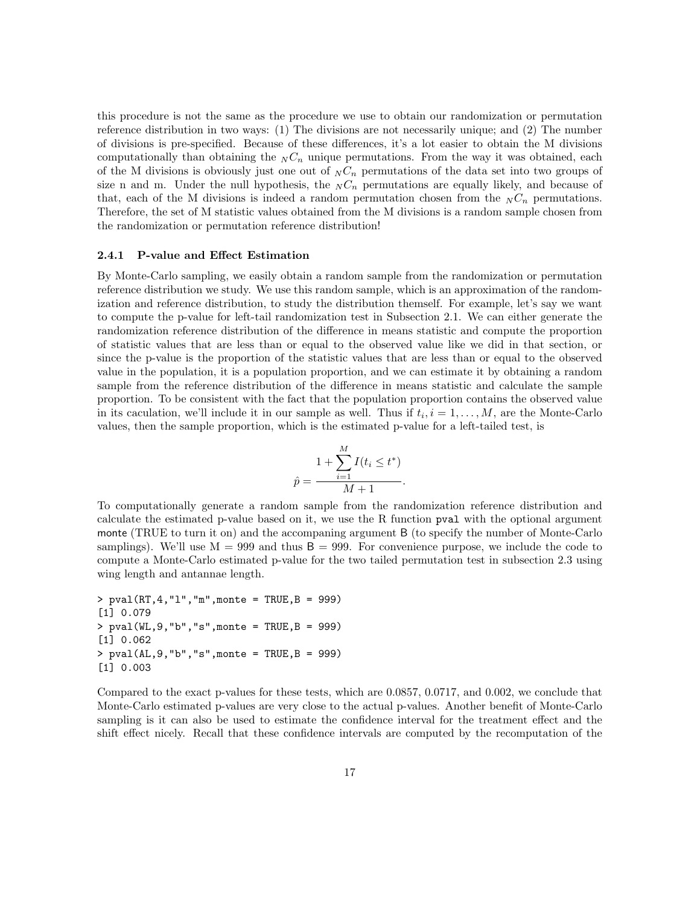this procedure is not the same as the procedure we use to obtain our randomization or permutation reference distribution in two ways: (1) The divisions are not necessarily unique; and (2) The number of divisions is pre-specified. Because of these differences, it's a lot easier to obtain the M divisions computationally than obtaining the $_NC_n$ unique permutations. From the way it was obtained, each of the M divisions is obviously just one out of $_NC_n$ permutations of the data set into two groups of size n and m. Under the null hypothesis, the $_NC_n$ permutations are equally likely, and because of that, each of the M divisions is indeed a random permutation chosen from the $_NC_n$ permutations. Therefore, the set of M statistic values obtained from the M divisions is a random sample chosen from the randomization or permutation reference distribution!

### 2.4.1 P-value and Effect Estimation

By Monte-Carlo sampling, we easily obtain a random sample from the randomization or permutation reference distribution we study. We use this random sample, which is an approximation of the randomization and reference distribution, to study the distribution themself. For example, let's say we want to compute the p-value for left-tail randomization test in Subsection 2.1. We can either generate the randomization reference distribution of the difference in means statistic and compute the proportion of statistic values that are less than or equal to the observed value like we did in that section, or since the p-value is the proportion of the statistic values that are less than or equal to the observed value in the population, it is a population proportion, and we can estimate it by obtaining a random sample from the reference distribution of the difference in means statistic and calculate the sample proportion. To be consistent with the fact that the population proportion contains the observed value in its caculation, we'll include it in our sample as well. Thus if $t_i, i = 1, \ldots, M$, are the Monte-Carlo values, then the sample proportion, which is the estimated p-value for a left-tailed test, is

$$\hat{p} = \frac{1 + \sum_{i=1}^{M} I(t_i \leq t^*)}{M + 1}.$$

To computationally generate a random sample from the randomization reference distribution and calculate the estimated p-value based on it, we use the R function `pval` with the optional argument `monte` (TRUE to turn it on) and the accompaning argument `B` (to specify the number of Monte-Carlo samplings). We'll use M = 999 and thus B = 999. For convenience purpose, we include the code to compute a Monte-Carlo estimated p-value for the two tailed permutation test in subsection 2.3 using wing length and antannae length.

```
> pval(RT,4,"l","m",monte = TRUE,B = 999)
[1] 0.079
> pval(WL,9,"b","s",monte = TRUE,B = 999)
[1] 0.062
> pval(AL,9,"b","s",monte = TRUE,B = 999)
[1] 0.003
```

Compared to the exact p-values for these tests, which are 0.0857, 0.0717, and 0.002, we conclude that Monte-Carlo estimated p-values are very close to the actual p-values. Another benefit of Monte-Carlo sampling is it can also be used to estimate the confidence interval for the treatment effect and the shift effect nicely. Recall that these confidence intervals are computed by the recomputation of the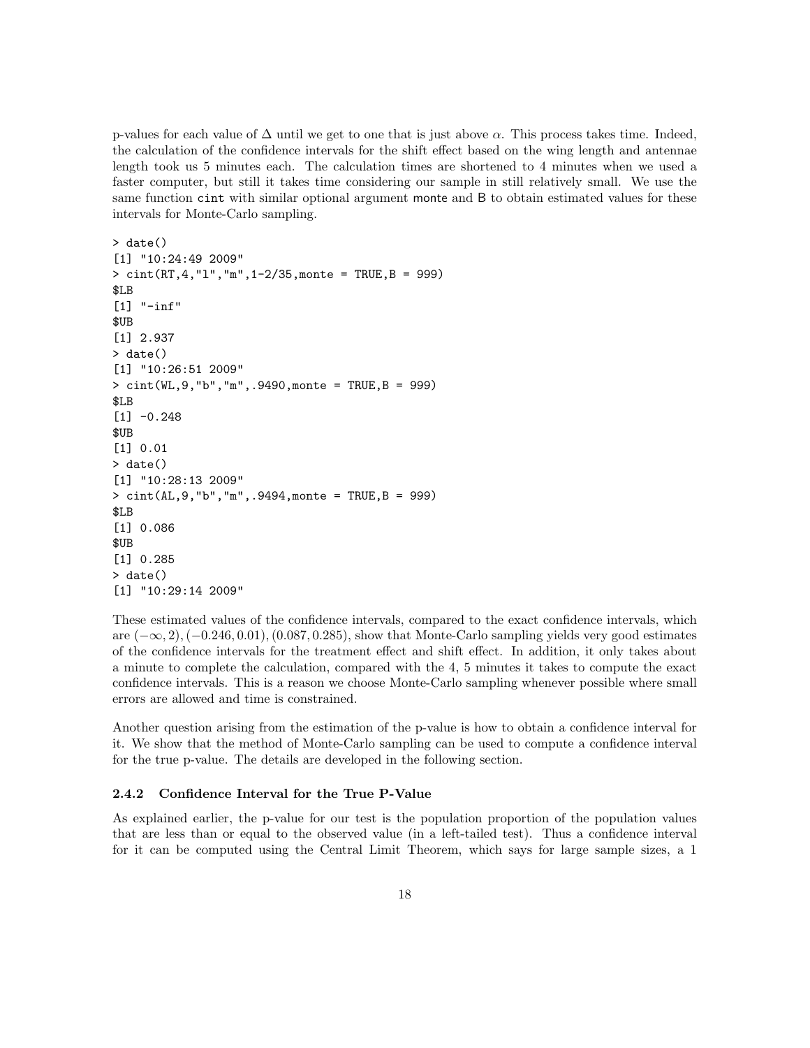p-values for each value of $\Delta$ until we get to one that is just above $\alpha$. This process takes time. Indeed, the calculation of the confidence intervals for the shift effect based on the wing length and antennae length took us 5 minutes each. The calculation times are shortened to 4 minutes when we used a faster computer, but still it takes time considering our sample in still relatively small. We use the same function `cint` with similar optional argument monte and B to obtain estimated values for these intervals for Monte-Carlo sampling.

```
> date()
[1] "10:24:49 2009"
> cint(RT,4,"l","m",1-2/35,monte = TRUE,B = 999)
$LB
[1] "-inf"
$UB
[1] 2.937
> date()
[1] "10:26:51 2009"
> cint(WL,9,"b","m",.9490,monte = TRUE,B = 999)
$LB
[1] -0.248
$UB
[1] 0.01
> date()
[1] "10:28:13 2009"
> cint(AL,9,"b","m",.9494,monte = TRUE,B = 999)
$LB
[1] 0.086
$UB
[1] 0.285
> date()
[1] "10:29:14 2009"
```

These estimated values of the confidence intervals, compared to the exact confidence intervals, which are $(-\infty, 2), (-0.246, 0.01), (0.087, 0.285)$, show that Monte-Carlo sampling yields very good estimates of the confidence intervals for the treatment effect and shift effect. In addition, it only takes about a minute to complete the calculation, compared with the 4, 5 minutes it takes to compute the exact confidence intervals. This is a reason we choose Monte-Carlo sampling whenever possible where small errors are allowed and time is constrained.

Another question arising from the estimation of the p-value is how to obtain a confidence interval for it. We show that the method of Monte-Carlo sampling can be used to compute a confidence interval for the true p-value. The details are developed in the following section.

### 2.4.2 Confidence Interval for the True P-Value

As explained earlier, the p-value for our test is the population proportion of the population values that are less than or equal to the observed value (in a left-tailed test). Thus a confidence interval for it can be computed using the Central Limit Theorem, which says for large sample sizes, a 1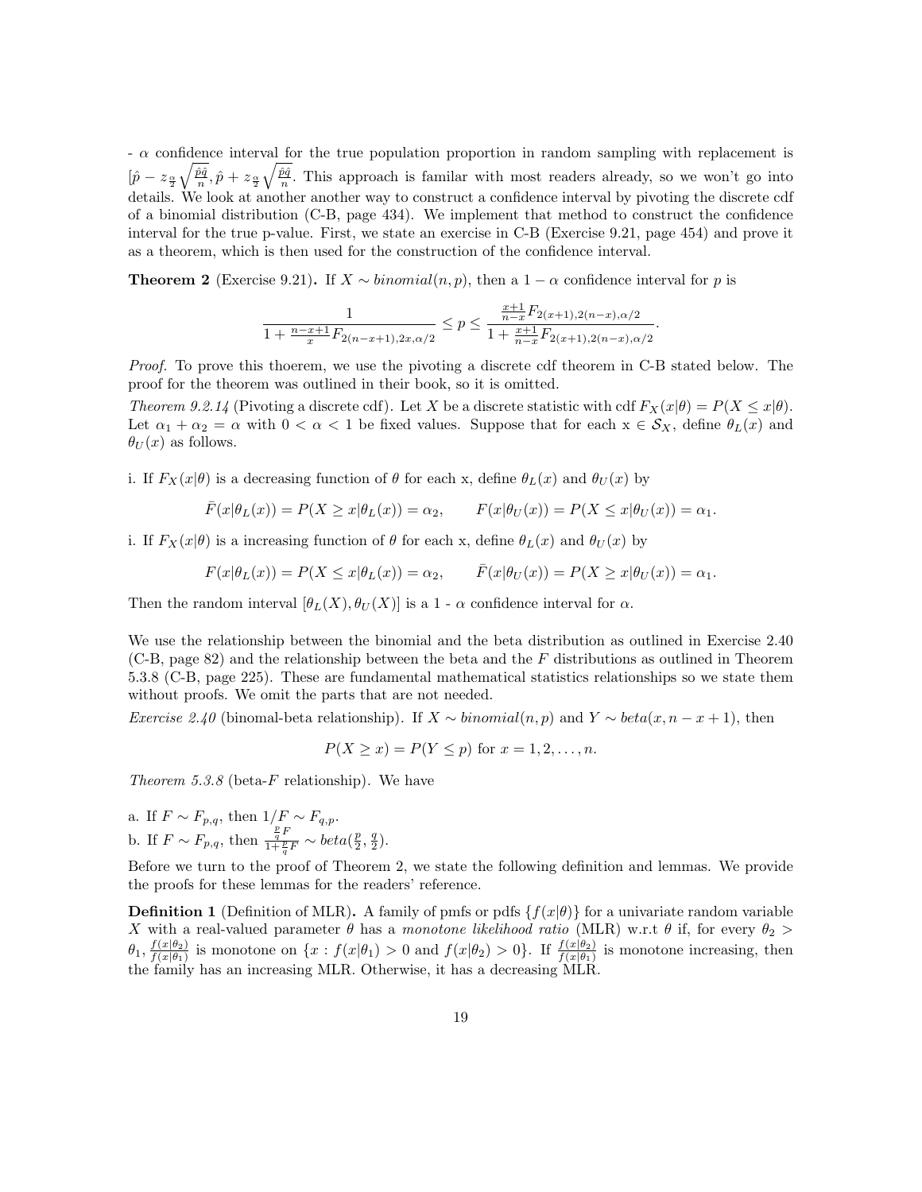- $\alpha$ confidence interval for the true population proportion in random sampling with replacement is $[\hat{p} - z_{\frac{\alpha}{2}}\sqrt{\frac{\hat{p}\hat{q}}{n}}, \hat{p} + z_{\frac{\alpha}{2}}\sqrt{\frac{\hat{p}\hat{q}}{n}}$. This approach is familar with most readers already, so we won't go into details. We look at another another way to construct a confidence interval by pivoting the discrete cdf of a binomial distribution (C-B, page 434). We implement that method to construct the confidence interval for the true p-value. First, we state an exercise in C-B (Exercise 9.21, page 454) and prove it as a theorem, which is then used for the construction of the confidence interval.

**Theorem 2** (Exercise 9.21)**.** If $X \sim binomial(n, p)$, then a $1 - \alpha$ confidence interval for $p$ is

$$\frac{1}{1 + \frac{n-x+1}{x}F_{2(n-x+1),2x,\alpha/2}} \leq p \leq \frac{\frac{x+1}{n-x}F_{2(x+1),2(n-x),\alpha/2}}{1 + \frac{x+1}{n-x}F_{2(x+1),2(n-x),\alpha/2}}.$$

*Proof.* To prove this thoerem, we use the pivoting a discrete cdf theorem in C-B stated below. The proof for the theorem was outlined in their book, so it is omitted.

*Theorem 9.2.14* (Pivoting a discrete cdf). Let $X$ be a discrete statistic with cdf $F_X(x|\theta) = P(X \leq x|\theta)$. Let $\alpha_1 + \alpha_2 = \alpha$ with $0 < \alpha < 1$ be fixed values. Suppose that for each x $\in \mathcal{S}_X$, define $\theta_L(x)$ and $\theta_U(x)$ as follows.

i. If $F_X(x|\theta)$ is a decreasing function of $\theta$ for each x, define $\theta_L(x)$ and $\theta_U(x)$ by

$$\bar{F}(x|\theta_L(x)) = P(X \geq x|\theta_L(x)) = \alpha_2, \qquad F(x|\theta_U(x)) = P(X \leq x|\theta_U(x)) = \alpha_1.$$

i. If $F_X(x|\theta)$ is a increasing function of $\theta$ for each x, define $\theta_L(x)$ and $\theta_U(x)$ by

$$F(x|\theta_L(x)) = P(X \leq x|\theta_L(x)) = \alpha_2, \qquad \bar{F}(x|\theta_U(x)) = P(X \geq x|\theta_U(x)) = \alpha_1.$$

Then the random interval $[\theta_L(X), \theta_U(X)]$ is a 1 - $\alpha$ confidence interval for $\alpha$.

We use the relationship between the binomial and the beta distribution as outlined in Exercise 2.40 (C-B, page 82) and the relationship between the beta and the $F$ distributions as outlined in Theorem 5.3.8 (C-B, page 225). These are fundamental mathematical statistics relationships so we state them without proofs. We omit the parts that are not needed.

*Exercise 2.40* (binomal-beta relationship). If $X \sim binomial(n, p)$ and $Y \sim beta(x, n - x + 1)$, then

$$P(X \geq x) = P(Y \leq p) \text{ for } x = 1, 2, \ldots, n.$$

*Theorem 5.3.8* (beta-$F$ relationship). We have

a. If $F \sim F_{p,q}$, then $1/F \sim F_{q,p}$.
b. If $F \sim F_{p,q}$, then $\frac{\frac{p}{q}F}{1+\frac{p}{q}F} \sim beta(\frac{p}{2}, \frac{q}{2})$.

Before we turn to the proof of Theorem 2, we state the following definition and lemmas. We provide the proofs for these lemmas for the readers' reference.

**Definition 1** (Definition of MLR)**.** A family of pmfs or pdfs $\{f(x|\theta)\}$ for a univariate random variable $X$ with a real-valued parameter $\theta$ has a *monotone likelihood ratio* (MLR) w.r.t $\theta$ if, for every $\theta_2 > \theta_1$, $\frac{f(x|\theta_2)}{f(x|\theta_1)}$ is monotone on $\{x : f(x|\theta_1) > 0 \text{ and } f(x|\theta_2) > 0\}$. If $\frac{f(x|\theta_2)}{f(x|\theta_1)}$ is monotone increasing, then the family has an increasing MLR. Otherwise, it has a decreasing MLR.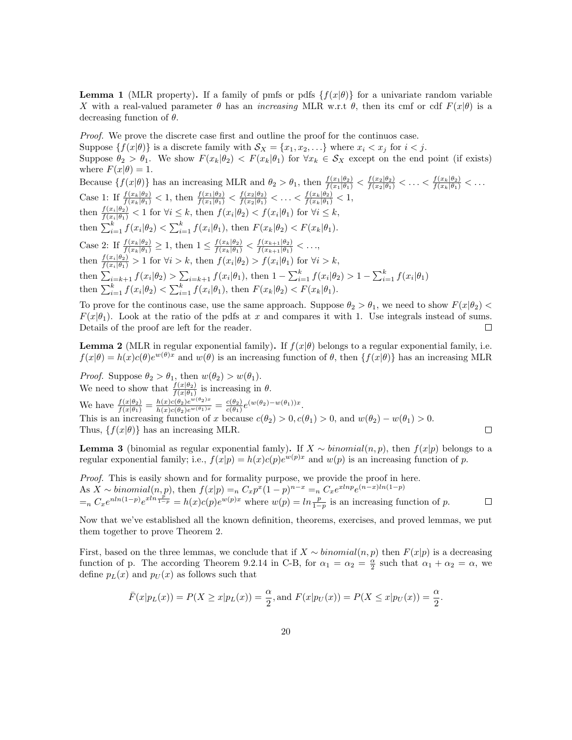**Lemma 1** (MLR property)**.** If a family of pmfs or pdfs $\{f(x|\theta)\}$ for a univariate random variable $X$ with a real-valued parameter $\theta$ has an *increasing* MLR w.r.t $\theta$, then its cmf or cdf $F(x|\theta)$ is a decreasing function of $\theta$.

*Proof.* We prove the discrete case first and outline the proof for the continuos case.
Suppose $\{f(x|\theta)\}$ is a discrete family with $\mathcal{S}_X = \{x_1, x_2, \ldots\}$ where $x_i < x_j$ for $i < j$.
Suppose $\theta_2 > \theta_1$. We show $F(x_k|\theta_2) < F(x_k|\theta_1)$ for $\forall x_k \in \mathcal{S}_X$ except on the end point (if exists) where $F(x|\theta) = 1$.
Because $\{f(x|\theta)\}$ has an increasing MLR and $\theta_2 > \theta_1$, then $\frac{f(x_1|\theta_2)}{f(x_1|\theta_1)} < \frac{f(x_2|\theta_2)}{f(x_2|\theta_1)} < \ldots < \frac{f(x_k|\theta_2)}{f(x_k|\theta_1)} < \ldots$
Case 1: If $\frac{f(x_k|\theta_2)}{f(x_k|\theta_1)} < 1$, then $\frac{f(x_1|\theta_2)}{f(x_1|\theta_1)} < \frac{f(x_2|\theta_2)}{f(x_2|\theta_1)} < \ldots < \frac{f(x_k|\theta_2)}{f(x_k|\theta_1)} < 1$,
then $\frac{f(x_i|\theta_2)}{f(x_i|\theta_1)} < 1$ for $\forall i \leq k$, then $f(x_i|\theta_2) < f(x_i|\theta_1)$ for $\forall i \leq k$,
then $\sum_{i=1}^{k} f(x_i|\theta_2) < \sum_{i=1}^{k} f(x_i|\theta_1)$, then $F(x_k|\theta_2) < F(x_k|\theta_1)$.
Case 2: If $\frac{f(x_k|\theta_2)}{f(x_k|\theta_1)} \geq 1$, then $1 \leq \frac{f(x_k|\theta_2)}{f(x_k|\theta_1)} < \frac{f(x_{k+1}|\theta_2)}{f(x_{k+1}|\theta_1)} < \ldots$,
then $\frac{f(x_i|\theta_2)}{f(x_i|\theta_1)} > 1$ for $\forall i > k$, then $f(x_i|\theta_2) > f(x_i|\theta_1)$ for $\forall i > k$,
then $\sum_{i=k+1} f(x_i|\theta_2) > \sum_{i=k+1} f(x_i|\theta_1)$, then $1 - \sum_{i=1}^{k} f(x_i|\theta_2) > 1 - \sum_{i=1}^{k} f(x_i|\theta_1)$
then $\sum_{i=1}^{k} f(x_i|\theta_2) < \sum_{i=1}^{k} f(x_i|\theta_1)$, then $F(x_k|\theta_2) < F(x_k|\theta_1)$.

To prove for the continous case, use the same approach. Suppose $\theta_2 > \theta_1$, we need to show $F(x|\theta_2) < F(x|\theta_1)$. Look at the ratio of the pdfs at $x$ and compares it with 1. Use integrals instead of sums. Details of the proof are left for the reader. ∎

**Lemma 2** (MLR in regular exponential family)**.** If $f(x|\theta)$ belongs to a regular exponential family, i.e. $f(x|\theta) = h(x)c(\theta)e^{w(\theta)x}$ and $w(\theta)$ is an increasing function of $\theta$, then $\{f(x|\theta)\}$ has an increasing MLR

*Proof.* Suppose $\theta_2 > \theta_1$, then $w(\theta_2) > w(\theta_1)$.
We need to show that $\frac{f(x|\theta_2)}{f(x|\theta_1)}$ is increasing in $\theta$.
We have $\frac{f(x|\theta_2)}{f(x|\theta_1)} = \frac{h(x)c(\theta_2)e^{w(\theta_2)x}}{h(x)c(\theta_2)e^{w(\theta_1)x}} = \frac{c(\theta_2)}{c(\theta_1)}e^{(w(\theta_2)-w(\theta_1))x}$.
This is an increasing function of $x$ because $c(\theta_2) > 0, c(\theta_1) > 0$, and $w(\theta_2) - w(\theta_1) > 0$.
Thus, $\{f(x|\theta)\}$ has an increasing MLR. ∎

**Lemma 3** (binomial as regular exponential famly)**.** If $X \sim binomial(n, p)$, then $f(x|p)$ belongs to a regular exponential family; i.e., $f(x|p) = h(x)c(p)e^{w(p)x}$ and $w(p)$ is an increasing function of $p$.

*Proof.* This is easily shown and for formality purpose, we provide the proof in here.
As $X \sim binomial(n, p)$, then $f(x|p) =_n C_x p^x(1-p)^{n-x} =_n C_x e^{x ln p} e^{(n-x) ln(1-p)}$
$=_n C_x e^{n ln(1-p)} e^{x ln \frac{p}{1-p}} = h(x)c(p)e^{w(p)x}$ where $w(p) = ln\frac{p}{1-p}$ is an increasing function of $p$. ∎

Now that we've established all the known definition, theorems, exercises, and proved lemmas, we put them together to prove Theorem 2.

First, based on the three lemmas, we conclude that if $X \sim binomial(n, p)$ then $F(x|p)$ is a decreasing function of p. The according Theorem 9.2.14 in C-B, for $\alpha_1 = \alpha_2 = \frac{\alpha}{2}$ such that $\alpha_1 + \alpha_2 = \alpha$, we define $p_L(x)$ and $p_U(x)$ as follows such that

$$\bar{F}(x|p_L(x)) = P(X \geq x|p_L(x)) = \frac{\alpha}{2}, \text{and } F(x|p_U(x)) = P(X \leq x|p_U(x)) = \frac{\alpha}{2}.$$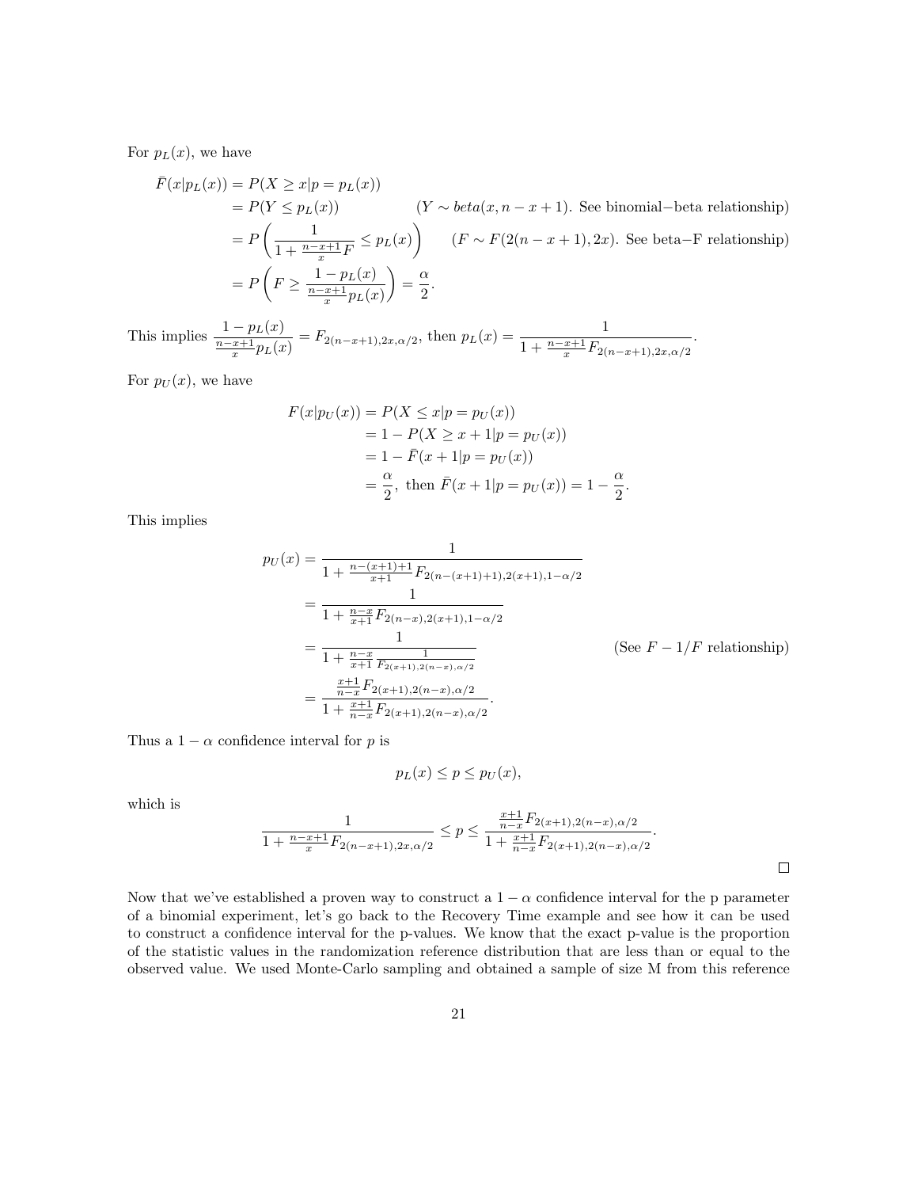For $p_L(x)$, we have

$$
\begin{aligned}
\bar{F}(x|p_L(x)) &= P(X \geq x | p = p_L(x)) \\
&= P(Y \leq p_L(x)) \qquad\qquad (Y \sim beta(x, n-x+1). \text{ See binomial}-\text{beta relationship}) \\
&= P\left(\frac{1}{1 + \frac{n-x+1}{x}F} \leq p_L(x)\right) \qquad (F \sim F(2(n-x+1), 2x). \text{ See beta}-\text{F relationship}) \\
&= P\left(F \geq \frac{1 - p_L(x)}{\frac{n-x+1}{x}p_L(x)}\right) = \frac{\alpha}{2}.
\end{aligned}
$$

This implies $\dfrac{1 - p_L(x)}{\frac{n-x+1}{x}p_L(x)} = F_{2(n-x+1),2x,\alpha/2}$, then $p_L(x) = \dfrac{1}{1 + \frac{n-x+1}{x}F_{2(n-x+1),2x,\alpha/2}}$.

For $p_U(x)$, we have

$$
\begin{aligned}
F(x|p_U(x)) &= P(X \leq x | p = p_U(x)) \\
&= 1 - P(X \geq x+1 | p = p_U(x)) \\
&= 1 - \bar{F}(x+1 | p = p_U(x)) \\
&= \frac{\alpha}{2}, \text{ then } \bar{F}(x+1|p = p_U(x)) = 1 - \frac{\alpha}{2}.
\end{aligned}
$$

This implies

$$
\begin{aligned}
p_U(x) &= \frac{1}{1 + \frac{n-(x+1)+1}{x+1}F_{2(n-(x+1)+1),2(x+1),1-\alpha/2}} \\
&= \frac{1}{1 + \frac{n-x}{x+1}F_{2(n-x),2(x+1),1-\alpha/2}} \\
&= \frac{1}{1 + \frac{n-x}{x+1}\frac{1}{F_{2(x+1),2(n-x),\alpha/2}}} \qquad\qquad (\text{See } F - 1/F \text{ relationship}) \\
&= \frac{\frac{x+1}{n-x}F_{2(x+1),2(n-x),\alpha/2}}{1 + \frac{x+1}{n-x}F_{2(x+1),2(n-x),\alpha/2}}.
\end{aligned}
$$

Thus a $1 - \alpha$ confidence interval for $p$ is

$$
p_L(x) \leq p \leq p_U(x),
$$

which is

$$
\frac{1}{1 + \frac{n-x+1}{x}F_{2(n-x+1),2x,\alpha/2}} \leq p \leq \frac{\frac{x+1}{n-x}F_{2(x+1),2(n-x),\alpha/2}}{1 + \frac{x+1}{n-x}F_{2(x+1),2(n-x),\alpha/2}}.
$$

□

Now that we've established a proven way to construct a $1 - \alpha$ confidence interval for the p parameter of a binomial experiment, let's go back to the Recovery Time example and see how it can be used to construct a confidence interval for the p-values. We know that the exact p-value is the proportion of the statistic values in the randomization reference distribution that are less than or equal to the observed value. We used Monte-Carlo sampling and obtained a sample of size M from this reference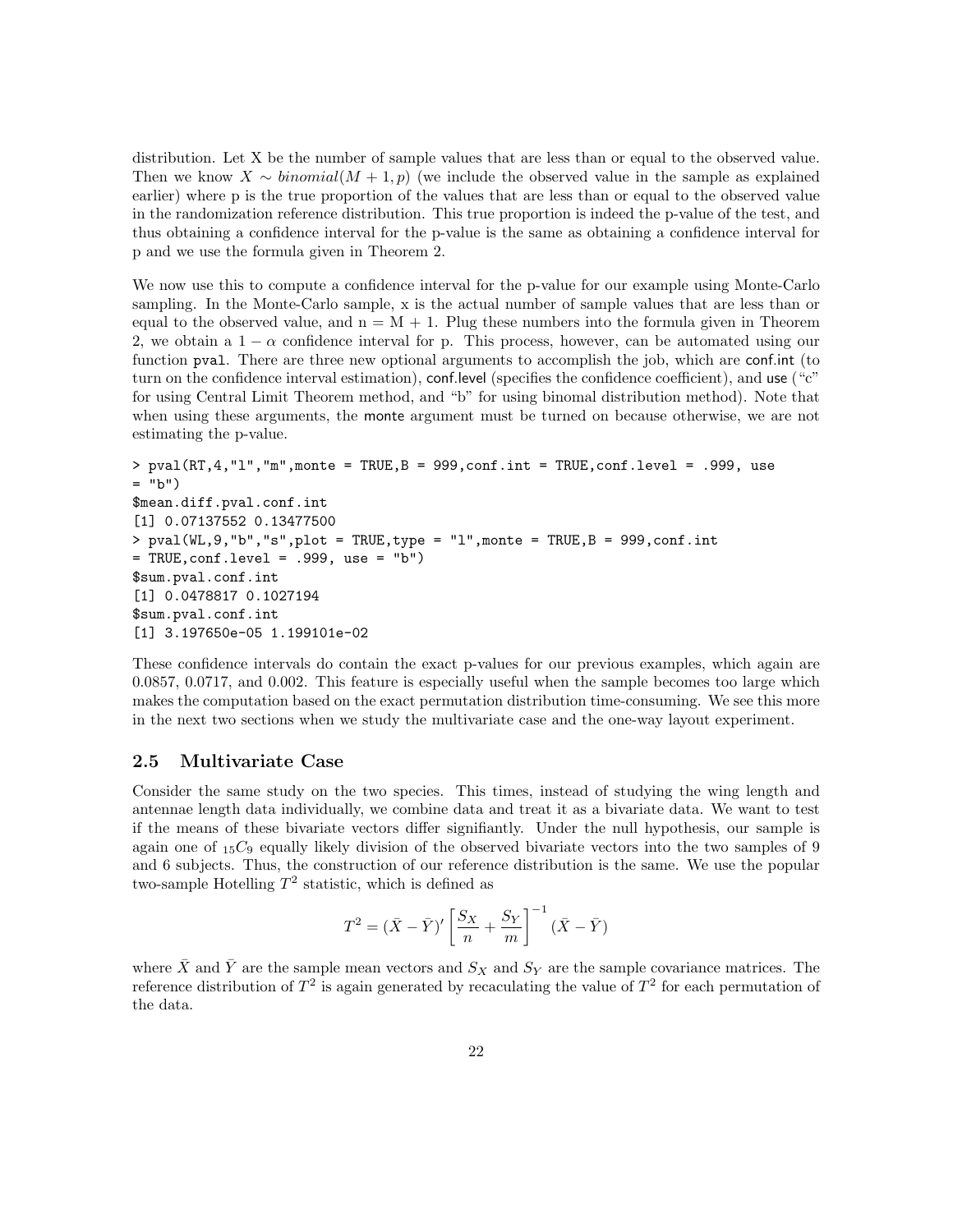distribution. Let X be the number of sample values that are less than or equal to the observed value. Then we know $X \sim binomial(M+1, p)$ (we include the observed value in the sample as explained earlier) where p is the true proportion of the values that are less than or equal to the observed value in the randomization reference distribution. This true proportion is indeed the p-value of the test, and thus obtaining a confidence interval for the p-value is the same as obtaining a confidence interval for p and we use the formula given in Theorem 2.

We now use this to compute a confidence interval for the p-value for our example using Monte-Carlo sampling. In the Monte-Carlo sample, x is the actual number of sample values that are less than or equal to the observed value, and n = M + 1. Plug these numbers into the formula given in Theorem 2, we obtain a $1 - \alpha$ confidence interval for p. This process, however, can be automated using our function `pval`. There are three new optional arguments to accomplish the job, which are conf.int (to turn on the confidence interval estimation), conf.level (specifies the confidence coefficient), and use ("c" for using Central Limit Theorem method, and "b" for using binomal distribution method). Note that when using these arguments, the `monte` argument must be turned on because otherwise, we are not estimating the p-value.

```
> pval(RT,4,"l","m",monte = TRUE,B = 999,conf.int = TRUE,conf.level = .999, use
= "b")
$mean.diff.pval.conf.int
[1] 0.07137552 0.13477500
> pval(WL,9,"b","s",plot = TRUE,type = "l",monte = TRUE,B = 999,conf.int
= TRUE,conf.level = .999, use = "b")
$sum.pval.conf.int
[1] 0.0478817 0.1027194
$sum.pval.conf.int
[1] 3.197650e-05 1.199101e-02
```

These confidence intervals do contain the exact p-values for our previous examples, which again are 0.0857, 0.0717, and 0.002. This feature is especially useful when the sample becomes too large which makes the computation based on the exact permutation distribution time-consuming. We see this more in the next two sections when we study the multivariate case and the one-way layout experiment.

## 2.5 Multivariate Case

Consider the same study on the two species. This times, instead of studying the wing length and antennae length data individually, we combine data and treat it as a bivariate data. We want to test if the means of these bivariate vectors differ signifiantly. Under the null hypothesis, our sample is again one of ${}_{15}C_9$ equally likely division of the observed bivariate vectors into the two samples of 9 and 6 subjects. Thus, the construction of our reference distribution is the same. We use the popular two-sample Hotelling $T^2$ statistic, which is defined as

$$T^2 = (\bar{X} - \bar{Y})' \left[ \frac{S_X}{n} + \frac{S_Y}{m} \right]^{-1} (\bar{X} - \bar{Y})$$

where $\bar{X}$ and $\bar{Y}$ are the sample mean vectors and $S_X$ and $S_Y$ are the sample covariance matrices. The reference distribution of $T^2$ is again generated by recaculating the value of $T^2$ for each permutation of the data.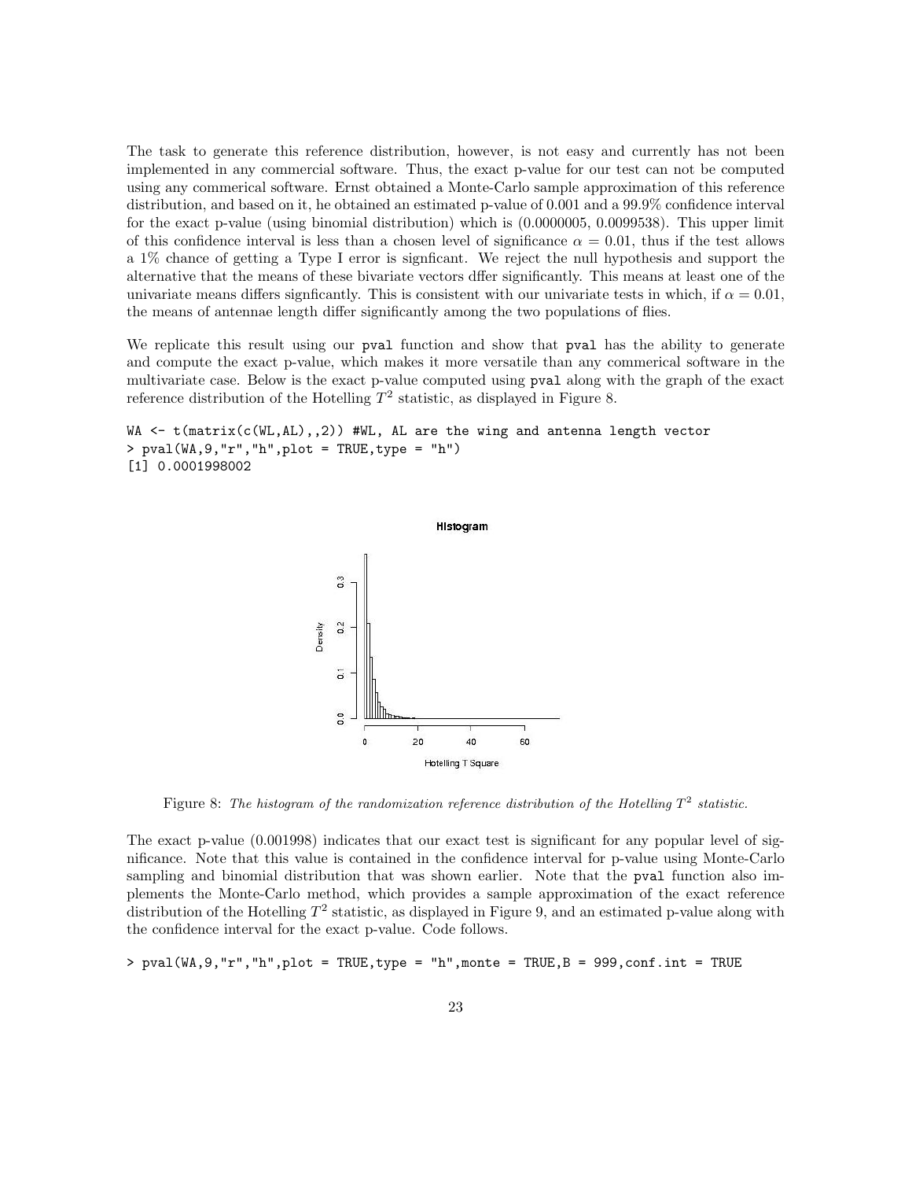The task to generate this reference distribution, however, is not easy and currently has not been implemented in any commercial software. Thus, the exact p-value for our test can not be computed using any commerical software. Ernst obtained a Monte-Carlo sample approximation of this reference distribution, and based on it, he obtained an estimated p-value of 0.001 and a 99.9% confidence interval for the exact p-value (using binomial distribution) which is (0.0000005, 0.0099538). This upper limit of this confidence interval is less than a chosen level of significance $\alpha = 0.01$, thus if the test allows a 1% chance of getting a Type I error is signficant. We reject the null hypothesis and support the alternative that the means of these bivariate vectors dffer significantly. This means at least one of the univariate means differs signficantly. This is consistent with our univariate tests in which, if $\alpha = 0.01$, the means of antennae length differ significantly among the two populations of flies.

We replicate this result using our `pval` function and show that `pval` has the ability to generate and compute the exact p-value, which makes it more versatile than any commerical software in the multivariate case. Below is the exact p-value computed using `pval` along with the graph of the exact reference distribution of the Hotelling $T^2$ statistic, as displayed in Figure 8.

```
WA <- t(matrix(c(WL,AL),,2)) #WL, AL are the wing and antenna length vector
> pval(WA,9,"r","h",plot = TRUE,type = "h")
[1] 0.0001998002
```

Figure 8: *The histogram of the randomization reference distribution of the Hotelling $T^2$ statistic.*

The exact p-value (0.001998) indicates that our exact test is significant for any popular level of significance. Note that this value is contained in the confidence interval for p-value using Monte-Carlo sampling and binomial distribution that was shown earlier. Note that the `pval` function also implements the Monte-Carlo method, which provides a sample approximation of the exact reference distribution of the Hotelling $T^2$ statistic, as displayed in Figure 9, and an estimated p-value along with the confidence interval for the exact p-value. Code follows.

```
> pval(WA,9,"r","h",plot = TRUE,type = "h",monte = TRUE,B = 999,conf.int = TRUE
```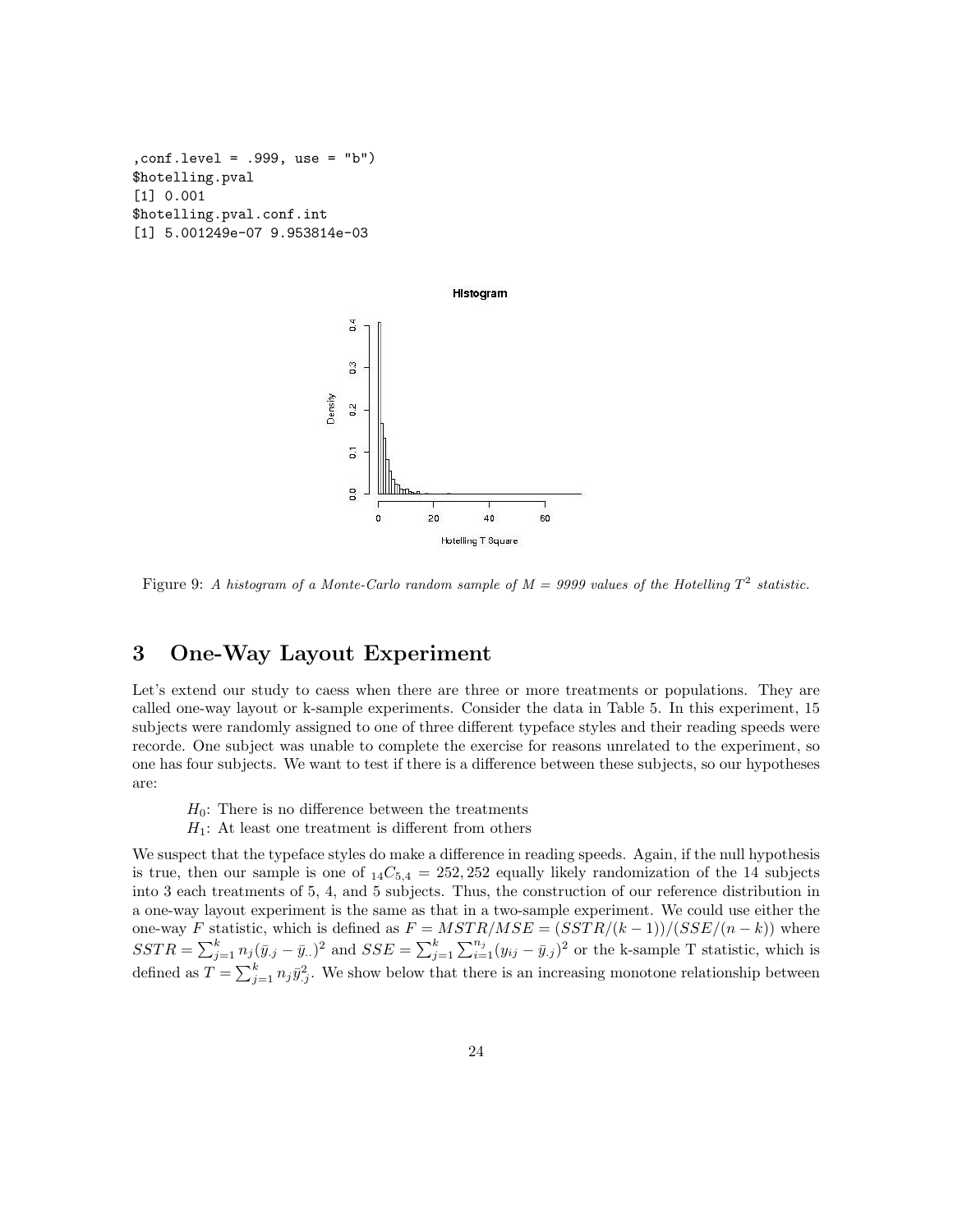```
,conf.level = .999, use = "b")
$hotelling.pval
[1] 0.001
$hotelling.pval.conf.int
[1] 5.001249e-07 9.953814e-03
```

Figure 9: *A histogram of a Monte-Carlo random sample of M = 9999 values of the Hotelling $T^2$ statistic.*

# 3 One-Way Layout Experiment

Let's extend our study to caess when there are three or more treatments or populations. They are called one-way layout or k-sample experiments. Consider the data in Table 5. In this experiment, 15 subjects were randomly assigned to one of three different typeface styles and their reading speeds were recorde. One subject was unable to complete the exercise for reasons unrelated to the experiment, so one has four subjects. We want to test if there is a difference between these subjects, so our hypotheses are:

$H_0$: There is no difference between the treatments
$H_1$: At least one treatment is different from others

We suspect that the typeface styles do make a difference in reading speeds. Again, if the null hypothesis is true, then our sample is one of ${}_{14}C_{5,4} = 252,252$ equally likely randomization of the 14 subjects into 3 each treatments of 5, 4, and 5 subjects. Thus, the construction of our reference distribution in a one-way layout experiment is the same as that in a two-sample experiment. We could use either the one-way $F$ statistic, which is defined as $F = MSTR/MSE = (SSTR/(k-1))/(SSE/(n-k))$ where $SSTR = \sum_{j=1}^{k} n_j(\bar{y}_{.j} - \bar{y}_{..})^2$ and $SSE = \sum_{j=1}^{k}\sum_{i=1}^{n_j}(y_{ij} - \bar{y}_{.j})^2$ or the k-sample T statistic, which is defined as $T = \sum_{j=1}^{k} n_j \bar{y}_{.j}^2$. We show below that there is an increasing monotone relationship between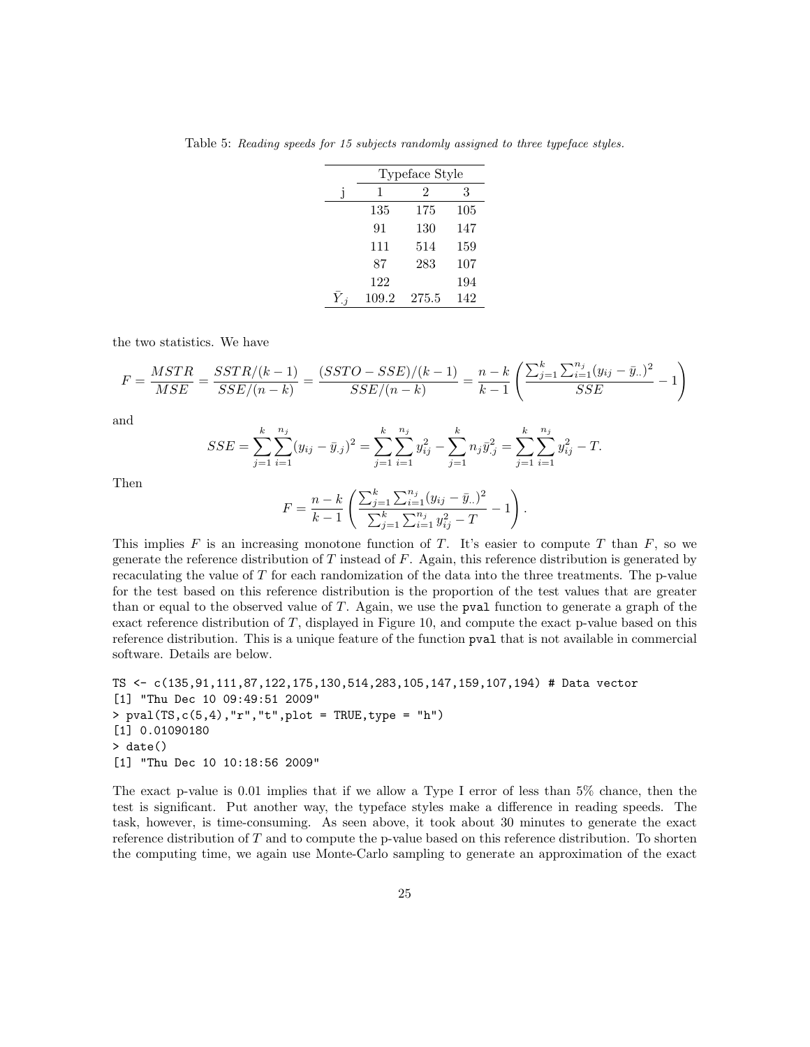Table 5: *Reading speeds for 15 subjects randomly assigned to three typeface styles.*

| | Typeface Style | | |
|---|---|---|---|
| j | 1 | 2 | 3 |
| | 135 | 175 | 105 |
| | 91 | 130 | 147 |
| | 111 | 514 | 159 |
| | 87 | 283 | 107 |
| | 122 | | 194 |
| $\bar{Y}_{.j}$ | 109.2 | 275.5 | 142 |

the two statistics. We have

$$F = \frac{MSTR}{MSE} = \frac{SSTR/(k-1)}{SSE/(n-k)} = \frac{(SSTO - SSE)/(k-1)}{SSE/(n-k)} = \frac{n-k}{k-1}\left(\frac{\sum_{j=1}^{k}\sum_{i=1}^{n_j}(y_{ij} - \bar{y}_{..})^2}{SSE} - 1\right)$$

and

$$SSE = \sum_{j=1}^{k}\sum_{i=1}^{n_j}(y_{ij} - \bar{y}_{.j})^2 = \sum_{j=1}^{k}\sum_{i=1}^{n_j} y_{ij}^2 - \sum_{j=1}^{k} n_j \bar{y}_{.j}^2 = \sum_{j=1}^{k}\sum_{i=1}^{n_j} y_{ij}^2 - T.$$

Then

$$F = \frac{n-k}{k-1}\left(\frac{\sum_{j=1}^{k}\sum_{i=1}^{n_j}(y_{ij} - \bar{y}_{..})^2}{\sum_{j=1}^{k}\sum_{i=1}^{n_j} y_{ij}^2 - T} - 1\right).$$

This implies $F$ is an increasing monotone function of $T$. It's easier to compute $T$ than $F$, so we generate the reference distribution of $T$ instead of $F$. Again, this reference distribution is generated by recaculating the value of $T$ for each randomization of the data into the three treatments. The p-value for the test based on this reference distribution is the proportion of the test values that are greater than or equal to the observed value of $T$. Again, we use the `pval` function to generate a graph of the exact reference distribution of $T$, displayed in Figure 10, and compute the exact p-value based on this reference distribution. This is a unique feature of the function `pval` that is not available in commercial software. Details are below.

```
TS <- c(135,91,111,87,122,175,130,514,283,105,147,159,107,194) # Data vector
[1] "Thu Dec 10 09:49:51 2009"
> pval(TS,c(5,4),"r","t",plot = TRUE,type = "h")
[1] 0.01090180
> date()
[1] "Thu Dec 10 10:18:56 2009"
```

The exact p-value is 0.01 implies that if we allow a Type I error of less than 5% chance, then the test is significant. Put another way, the typeface styles make a difference in reading speeds. The task, however, is time-consuming. As seen above, it took about 30 minutes to generate the exact reference distribution of $T$ and to compute the p-value based on this reference distribution. To shorten the computing time, we again use Monte-Carlo sampling to generate an approximation of the exact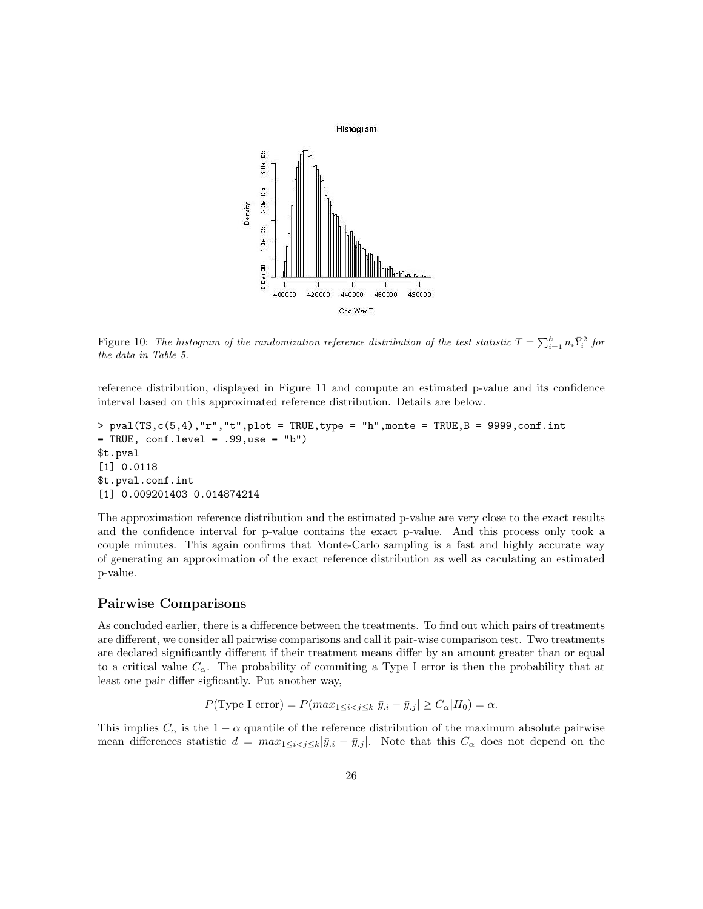Figure 10: *The histogram of the randomization reference distribution of the test statistic $T = \sum_{i=1}^{k} n_i \bar{Y}_i^2$ for the data in Table 5.*

reference distribution, displayed in Figure 11 and compute an estimated p-value and its confidence interval based on this approximated reference distribution. Details are below.

```
> pval(TS,c(5,4),"r","t",plot = TRUE,type = "h",monte = TRUE,B = 9999,conf.int
= TRUE, conf.level = .99,use = "b")
$t.pval
[1] 0.0118
$t.pval.conf.int
[1] 0.009201403 0.014874214
```

The approximation reference distribution and the estimated p-value are very close to the exact results and the confidence interval for p-value contains the exact p-value. And this process only took a couple minutes. This again confirms that Monte-Carlo sampling is a fast and highly accurate way of generating an approximation of the exact reference distribution as well as caculating an estimated p-value.

## Pairwise Comparisons

As concluded earlier, there is a difference between the treatments. To find out which pairs of treatments are different, we consider all pairwise comparisons and call it pair-wise comparison test. Two treatments are declared significantly different if their treatment means differ by an amount greater than or equal to a critical value $C_\alpha$. The probability of commiting a Type I error is then the probability that at least one pair differ sigficantly. Put another way,

$$P(\text{Type I error}) = P(max_{1 \le i < j \le k} |\bar{y}_{.i} - \bar{y}_{.j}| \ge C_\alpha | H_0) = \alpha.$$

This implies $C_\alpha$ is the $1 - \alpha$ quantile of the reference distribution of the maximum absolute pairwise mean differences statistic $d = max_{1 \le i < j \le k} |\bar{y}_{.i} - \bar{y}_{.j}|$. Note that this $C_\alpha$ does not depend on the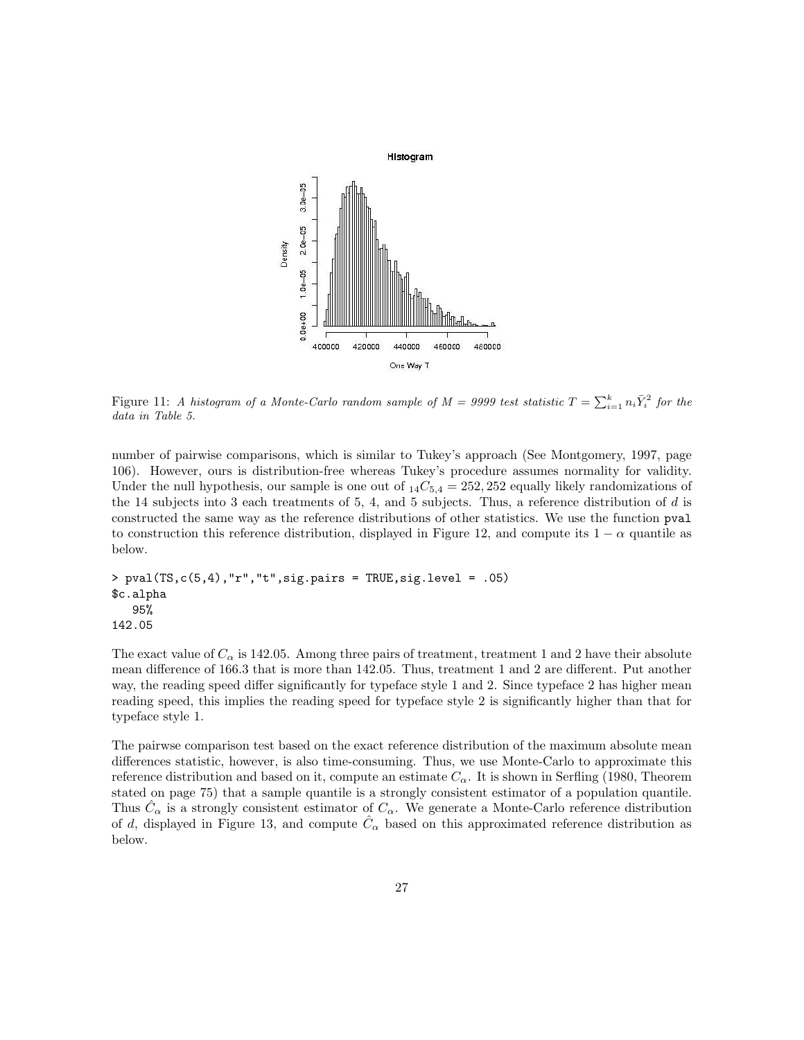Figure 11: *A histogram of a Monte-Carlo random sample of M = 9999 test statistic* $T = \sum_{i=1}^{k} n_i \bar{Y}_i^2$ *for the data in Table 5.*

number of pairwise comparisons, which is similar to Tukey's approach (See Montgomery, 1997, page 106). However, ours is distribution-free whereas Tukey's procedure assumes normality for validity. Under the null hypothesis, our sample is one out of ${}_{14}C_{5,4} = 252,252$ equally likely randomizations of the 14 subjects into 3 each treatments of 5, 4, and 5 subjects. Thus, a reference distribution of $d$ is constructed the same way as the reference distributions of other statistics. We use the function `pval` to construction this reference distribution, displayed in Figure 12, and compute its $1 - \alpha$ quantile as below.

```
> pval(TS,c(5,4),"r","t",sig.pairs = TRUE,sig.level = .05)
$c.alpha
   95%
142.05
```

The exact value of $C_\alpha$ is 142.05. Among three pairs of treatment, treatment 1 and 2 have their absolute mean difference of 166.3 that is more than 142.05. Thus, treatment 1 and 2 are different. Put another way, the reading speed differ significantly for typeface style 1 and 2. Since typeface 2 has higher mean reading speed, this implies the reading speed for typeface style 2 is significantly higher than that for typeface style 1.

The pairwse comparison test based on the exact reference distribution of the maximum absolute mean differences statistic, however, is also time-consuming. Thus, we use Monte-Carlo to approximate this reference distribution and based on it, compute an estimate $C_\alpha$. It is shown in Serfling (1980, Theorem stated on page 75) that a sample quantile is a strongly consistent estimator of a population quantile. Thus $\hat{C}_\alpha$ is a strongly consistent estimator of $C_\alpha$. We generate a Monte-Carlo reference distribution of $d$, displayed in Figure 13, and compute $\hat{C}_\alpha$ based on this approximated reference distribution as below.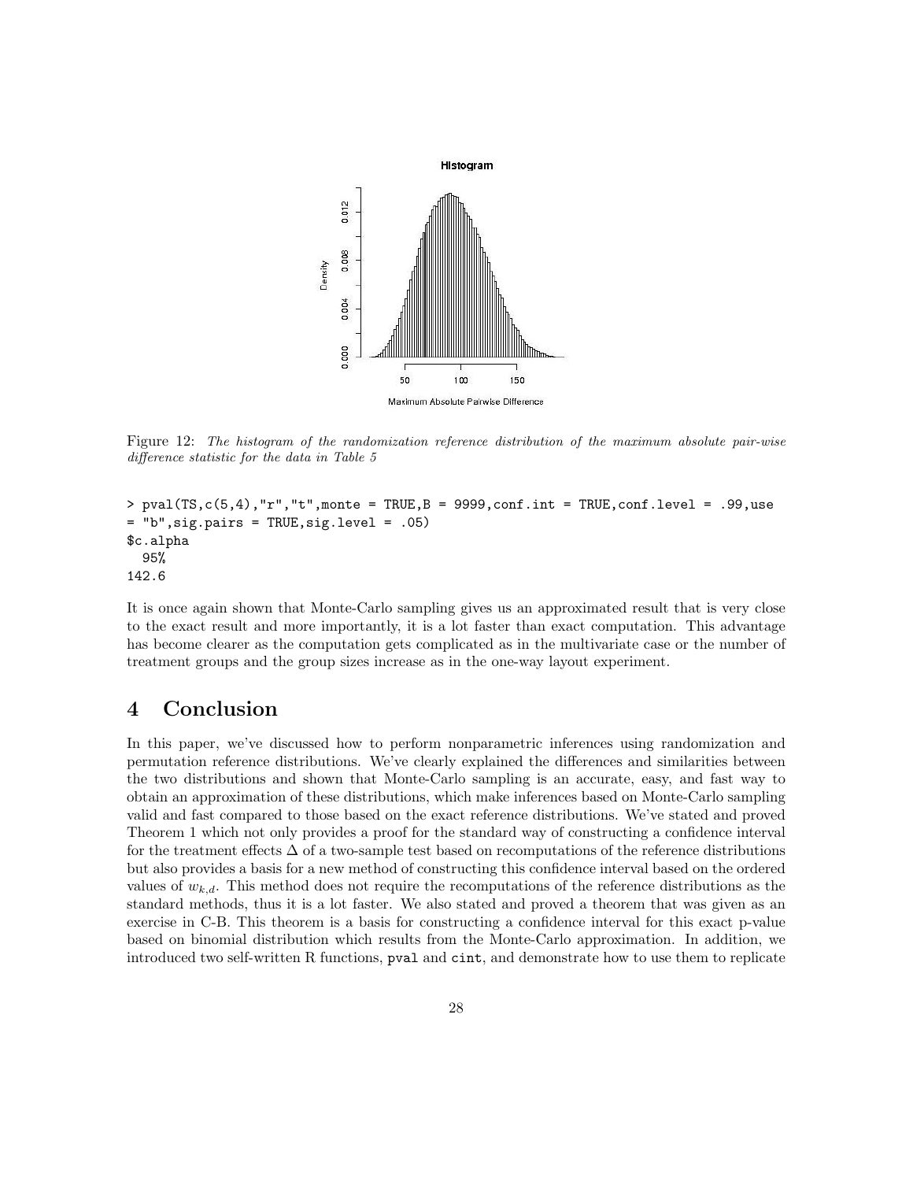Figure 12: *The histogram of the randomization reference distribution of the maximum absolute pair-wise difference statistic for the data in Table 5*

```
> pval(TS,c(5,4),"r","t",monte = TRUE,B = 9999,conf.int = TRUE,conf.level = .99,use
= "b",sig.pairs = TRUE,sig.level = .05)
$c.alpha
  95%
142.6
```

It is once again shown that Monte-Carlo sampling gives us an approximated result that is very close to the exact result and more importantly, it is a lot faster than exact computation. This advantage has become clearer as the computation gets complicated as in the multivariate case or the number of treatment groups and the group sizes increase as in the one-way layout experiment.

# 4 Conclusion

In this paper, we've discussed how to perform nonparametric inferences using randomization and permutation reference distributions. We've clearly explained the differences and similarities between the two distributions and shown that Monte-Carlo sampling is an accurate, easy, and fast way to obtain an approximation of these distributions, which make inferences based on Monte-Carlo sampling valid and fast compared to those based on the exact reference distributions. We've stated and proved Theorem 1 which not only provides a proof for the standard way of constructing a confidence interval for the treatment effects $\Delta$ of a two-sample test based on recomputations of the reference distributions but also provides a basis for a new method of constructing this confidence interval based on the ordered values of $w_{k,d}$. This method does not require the recomputations of the reference distributions as the standard methods, thus it is a lot faster. We also stated and proved a theorem that was given as an exercise in C-B. This theorem is a basis for constructing a confidence interval for this exact p-value based on binomial distribution which results from the Monte-Carlo approximation. In addition, we introduced two self-written R functions, `pval` and `cint`, and demonstrate how to use them to replicate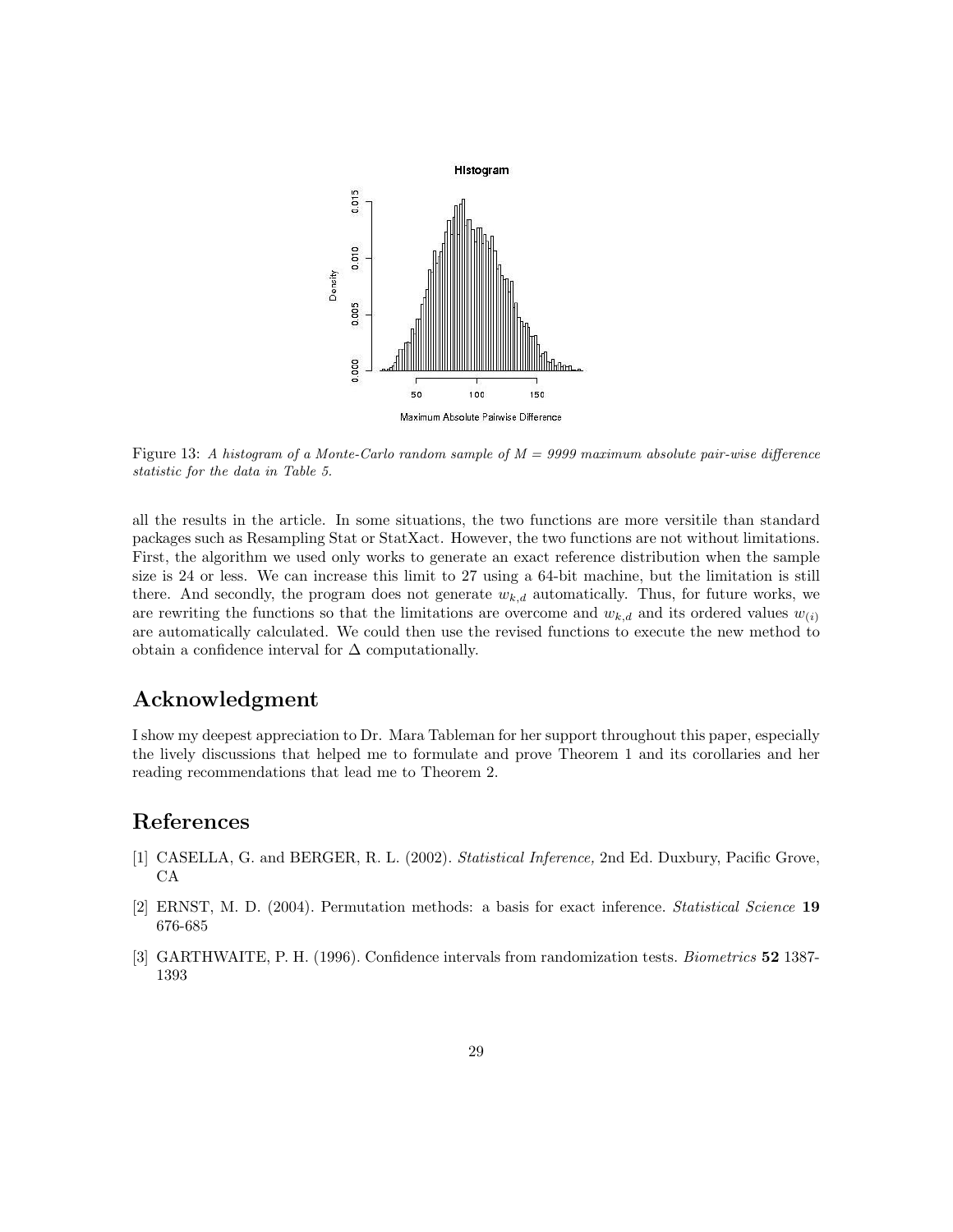Figure 13: *A histogram of a Monte-Carlo random sample of $M = 9999$ maximum absolute pair-wise difference statistic for the data in Table 5.*

all the results in the article. In some situations, the two functions are more versitile than standard packages such as Resampling Stat or StatXact. However, the two functions are not without limitations. First, the algorithm we used only works to generate an exact reference distribution when the sample size is 24 or less. We can increase this limit to 27 using a 64-bit machine, but the limitation is still there. And secondly, the program does not generate $w_{k,d}$ automatically. Thus, for future works, we are rewriting the functions so that the limitations are overcome and $w_{k,d}$ and its ordered values $w_{(i)}$ are automatically calculated. We could then use the revised functions to execute the new method to obtain a confidence interval for $\Delta$ computationally.

## Acknowledgment

I show my deepest appreciation to Dr. Mara Tableman for her support throughout this paper, especially the lively discussions that helped me to formulate and prove Theorem 1 and its corollaries and her reading recommendations that lead me to Theorem 2.

## References

[1] CASELLA, G. and BERGER, R. L. (2002). *Statistical Inference,* 2nd Ed. Duxbury, Pacific Grove, CA

[2] ERNST, M. D. (2004). Permutation methods: a basis for exact inference. *Statistical Science* **19** 676-685

[3] GARTHWAITE, P. H. (1996). Confidence intervals from randomization tests. *Biometrics* **52** 1387-1393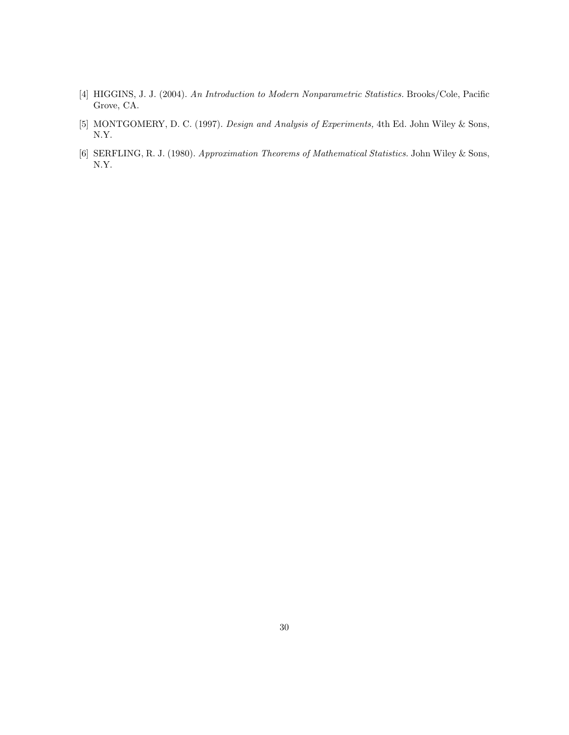[4] HIGGINS, J. J. (2004). *An Introduction to Modern Nonparametric Statistics.* Brooks/Cole, Pacific Grove, CA.

[5] MONTGOMERY, D. C. (1997). *Design and Analysis of Experiments,* 4th Ed. John Wiley & Sons, N.Y.

[6] SERFLING, R. J. (1980). *Approximation Theorems of Mathematical Statistics.* John Wiley & Sons, N.Y.